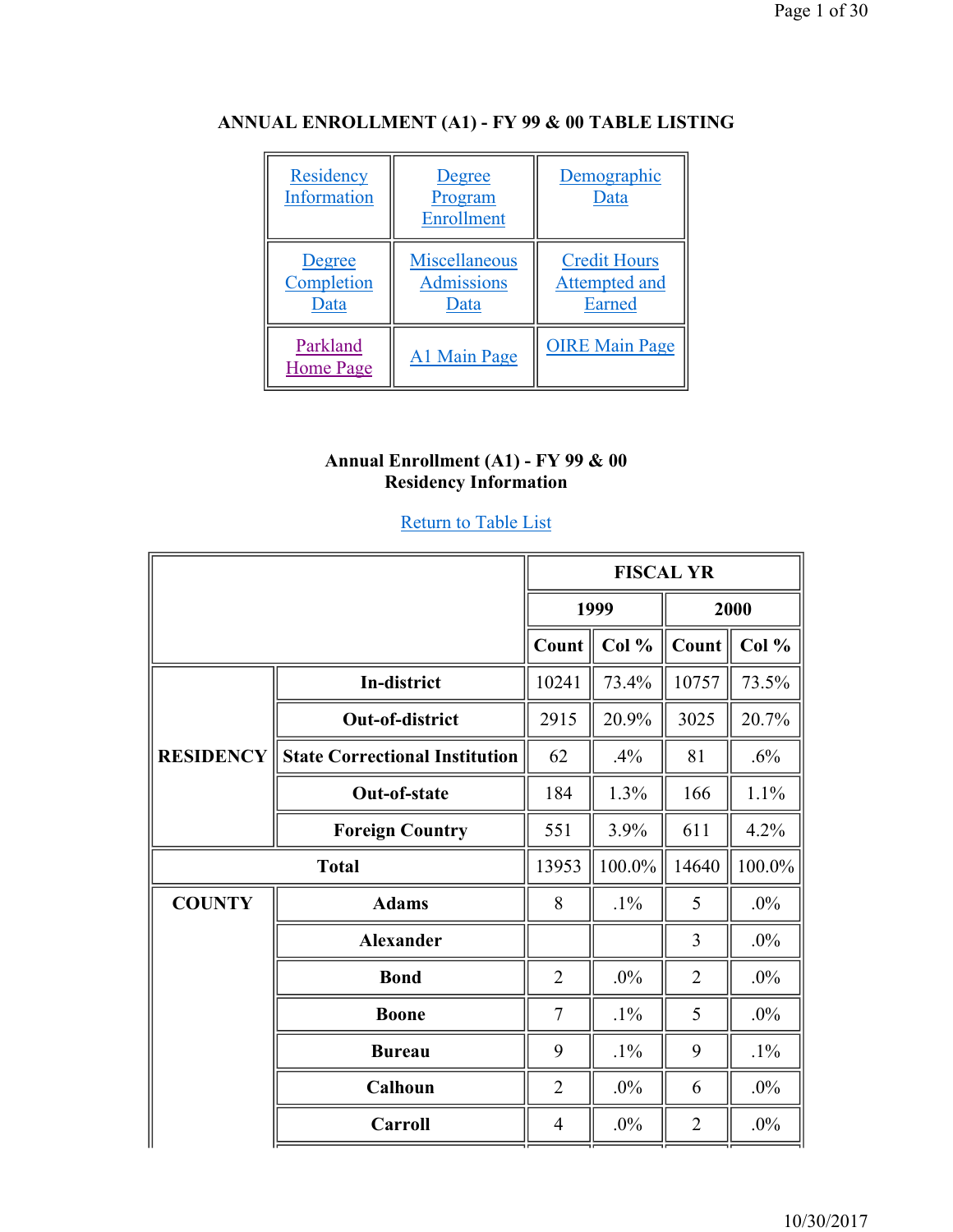## ANNUAL ENROLLMENT (A1) - FY 99 & 00 TABLE LISTING

| | | |
|---|---|---|
| Residency Information | Degree Program Enrollment | Demographic Data |
| Degree Completion Data | Miscellaneous Admissions Data | Credit Hours Attempted and Earned |
| Parkland Home Page | A1 Main Page | OIRE Main Page |

### Annual Enrollment (A1) - FY 99 & 00
### Residency Information

Return to Table List

| | | FISCAL YR | | | |
|---|---|---|---|---|---|
| | | 1999 | | 2000 | |
| | | Count | Col % | Count | Col % |
| RESIDENCY | In-district | 10241 | 73.4% | 10757 | 73.5% |
| | Out-of-district | 2915 | 20.9% | 3025 | 20.7% |
| | State Correctional Institution | 62 | .4% | 81 | .6% |
| | Out-of-state | 184 | 1.3% | 166 | 1.1% |
| | Foreign Country | 551 | 3.9% | 611 | 4.2% |
| Total | | 13953 | 100.0% | 14640 | 100.0% |
| COUNTY | Adams | 8 | .1% | 5 | .0% |
| | Alexander | | | 3 | .0% |
| | Bond | 2 | .0% | 2 | .0% |
| | Boone | 7 | .1% | 5 | .0% |
| | Bureau | 9 | .1% | 9 | .1% |
| | Calhoun | 2 | .0% | 6 | .0% |
| | Carroll | 4 | .0% | 2 | .0% |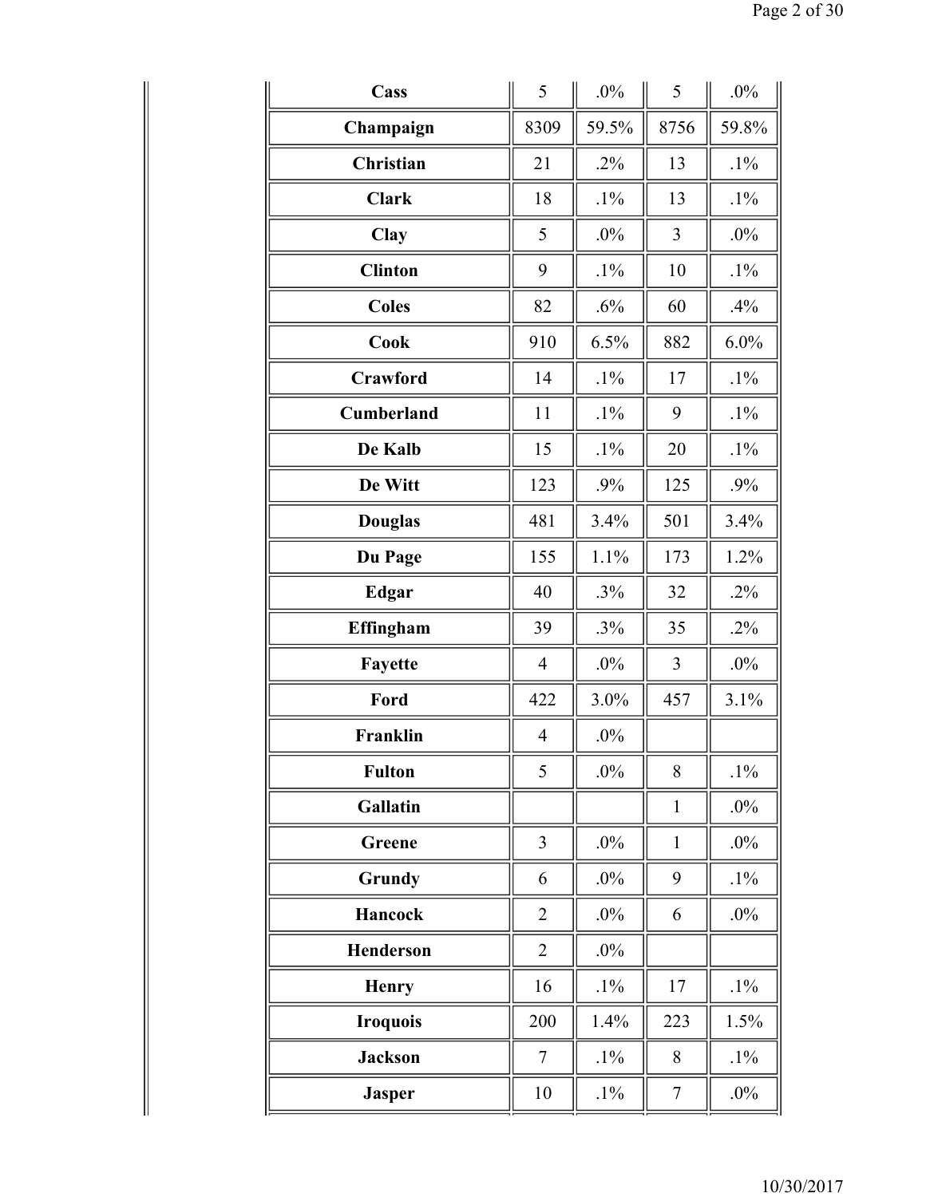| | | | | |
|---|---|---|---|---|
| **Cass** | 5 | .0% | 5 | .0% |
| **Champaign** | 8309 | 59.5% | 8756 | 59.8% |
| **Christian** | 21 | .2% | 13 | .1% |
| **Clark** | 18 | .1% | 13 | .1% |
| **Clay** | 5 | .0% | 3 | .0% |
| **Clinton** | 9 | .1% | 10 | .1% |
| **Coles** | 82 | .6% | 60 | .4% |
| **Cook** | 910 | 6.5% | 882 | 6.0% |
| **Crawford** | 14 | .1% | 17 | .1% |
| **Cumberland** | 11 | .1% | 9 | .1% |
| **De Kalb** | 15 | .1% | 20 | .1% |
| **De Witt** | 123 | .9% | 125 | .9% |
| **Douglas** | 481 | 3.4% | 501 | 3.4% |
| **Du Page** | 155 | 1.1% | 173 | 1.2% |
| **Edgar** | 40 | .3% | 32 | .2% |
| **Effingham** | 39 | .3% | 35 | .2% |
| **Fayette** | 4 | .0% | 3 | .0% |
| **Ford** | 422 | 3.0% | 457 | 3.1% |
| **Franklin** | 4 | .0% | | |
| **Fulton** | 5 | .0% | 8 | .1% |
| **Gallatin** | | | 1 | .0% |
| **Greene** | 3 | .0% | 1 | .0% |
| **Grundy** | 6 | .0% | 9 | .1% |
| **Hancock** | 2 | .0% | 6 | .0% |
| **Henderson** | 2 | .0% | | |
| **Henry** | 16 | .1% | 17 | .1% |
| **Iroquois** | 200 | 1.4% | 223 | 1.5% |
| **Jackson** | 7 | .1% | 8 | .1% |
| **Jasper** | 10 | .1% | 7 | .0% |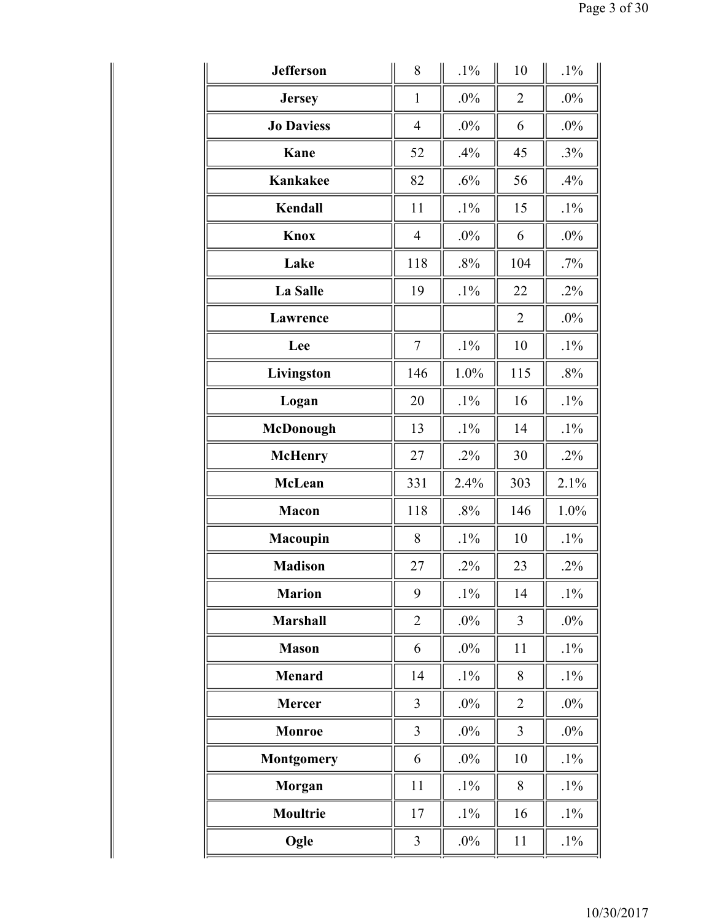| | | | | |
|---|---|---|---|---|
| **Jefferson** | 8 | .1% | 10 | .1% |
| **Jersey** | 1 | .0% | 2 | .0% |
| **Jo Daviess** | 4 | .0% | 6 | .0% |
| **Kane** | 52 | .4% | 45 | .3% |
| **Kankakee** | 82 | .6% | 56 | .4% |
| **Kendall** | 11 | .1% | 15 | .1% |
| **Knox** | 4 | .0% | 6 | .0% |
| **Lake** | 118 | .8% | 104 | .7% |
| **La Salle** | 19 | .1% | 22 | .2% |
| **Lawrence** | | | 2 | .0% |
| **Lee** | 7 | .1% | 10 | .1% |
| **Livingston** | 146 | 1.0% | 115 | .8% |
| **Logan** | 20 | .1% | 16 | .1% |
| **McDonough** | 13 | .1% | 14 | .1% |
| **McHenry** | 27 | .2% | 30 | .2% |
| **McLean** | 331 | 2.4% | 303 | 2.1% |
| **Macon** | 118 | .8% | 146 | 1.0% |
| **Macoupin** | 8 | .1% | 10 | .1% |
| **Madison** | 27 | .2% | 23 | .2% |
| **Marion** | 9 | .1% | 14 | .1% |
| **Marshall** | 2 | .0% | 3 | .0% |
| **Mason** | 6 | .0% | 11 | .1% |
| **Menard** | 14 | .1% | 8 | .1% |
| **Mercer** | 3 | .0% | 2 | .0% |
| **Monroe** | 3 | .0% | 3 | .0% |
| **Montgomery** | 6 | .0% | 10 | .1% |
| **Morgan** | 11 | .1% | 8 | .1% |
| **Moultrie** | 17 | .1% | 16 | .1% |
| **Ogle** | 3 | .0% | 11 | .1% |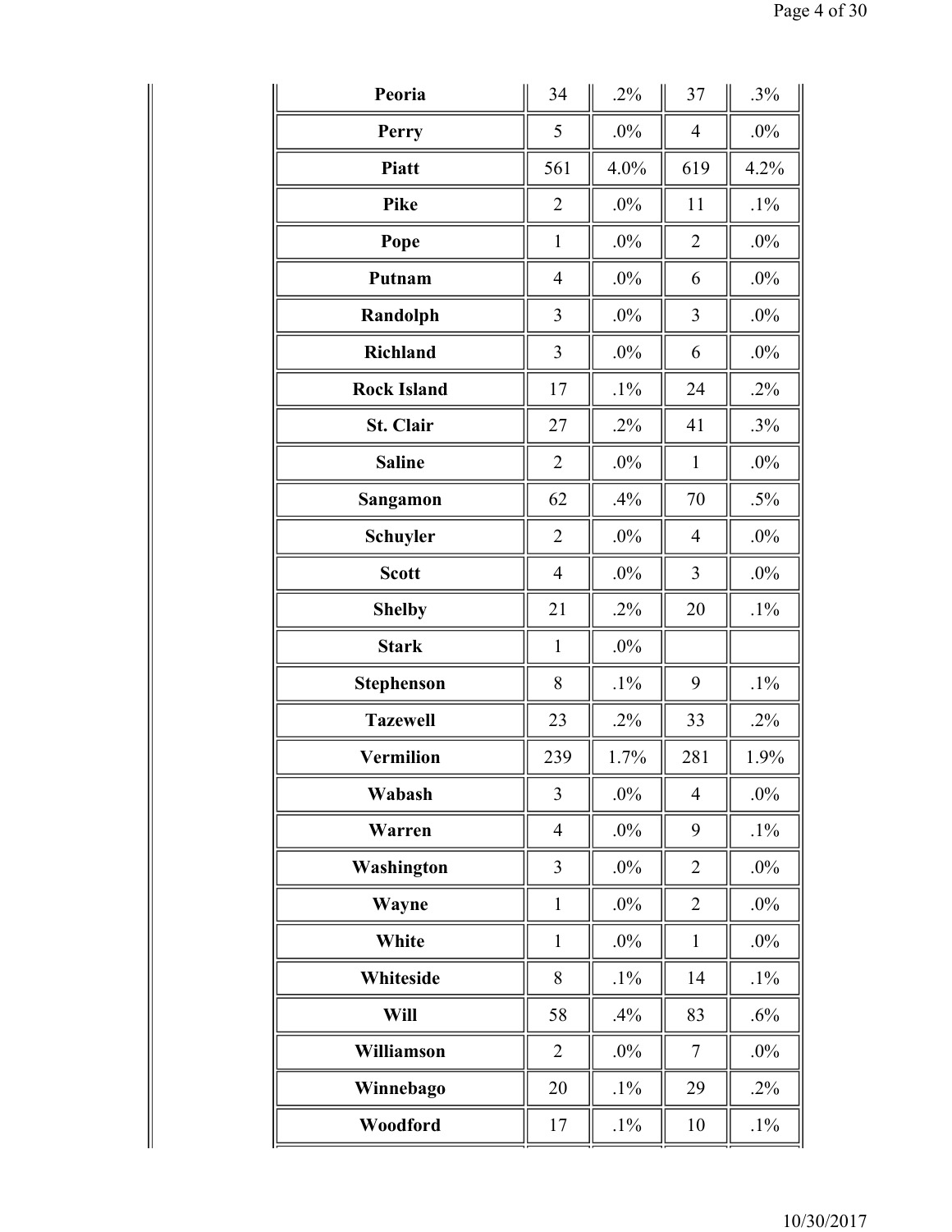| | | | | |
|---|---|---|---|---|
| **Peoria** | 34 | .2% | 37 | .3% |
| **Perry** | 5 | .0% | 4 | .0% |
| **Piatt** | 561 | 4.0% | 619 | 4.2% |
| **Pike** | 2 | .0% | 11 | .1% |
| **Pope** | 1 | .0% | 2 | .0% |
| **Putnam** | 4 | .0% | 6 | .0% |
| **Randolph** | 3 | .0% | 3 | .0% |
| **Richland** | 3 | .0% | 6 | .0% |
| **Rock Island** | 17 | .1% | 24 | .2% |
| **St. Clair** | 27 | .2% | 41 | .3% |
| **Saline** | 2 | .0% | 1 | .0% |
| **Sangamon** | 62 | .4% | 70 | .5% |
| **Schuyler** | 2 | .0% | 4 | .0% |
| **Scott** | 4 | .0% | 3 | .0% |
| **Shelby** | 21 | .2% | 20 | .1% |
| **Stark** | 1 | .0% | | |
| **Stephenson** | 8 | .1% | 9 | .1% |
| **Tazewell** | 23 | .2% | 33 | .2% |
| **Vermilion** | 239 | 1.7% | 281 | 1.9% |
| **Wabash** | 3 | .0% | 4 | .0% |
| **Warren** | 4 | .0% | 9 | .1% |
| **Washington** | 3 | .0% | 2 | .0% |
| **Wayne** | 1 | .0% | 2 | .0% |
| **White** | 1 | .0% | 1 | .0% |
| **Whiteside** | 8 | .1% | 14 | .1% |
| **Will** | 58 | .4% | 83 | .6% |
| **Williamson** | 2 | .0% | 7 | .0% |
| **Winnebago** | 20 | .1% | 29 | .2% |
| **Woodford** | 17 | .1% | 10 | .1% |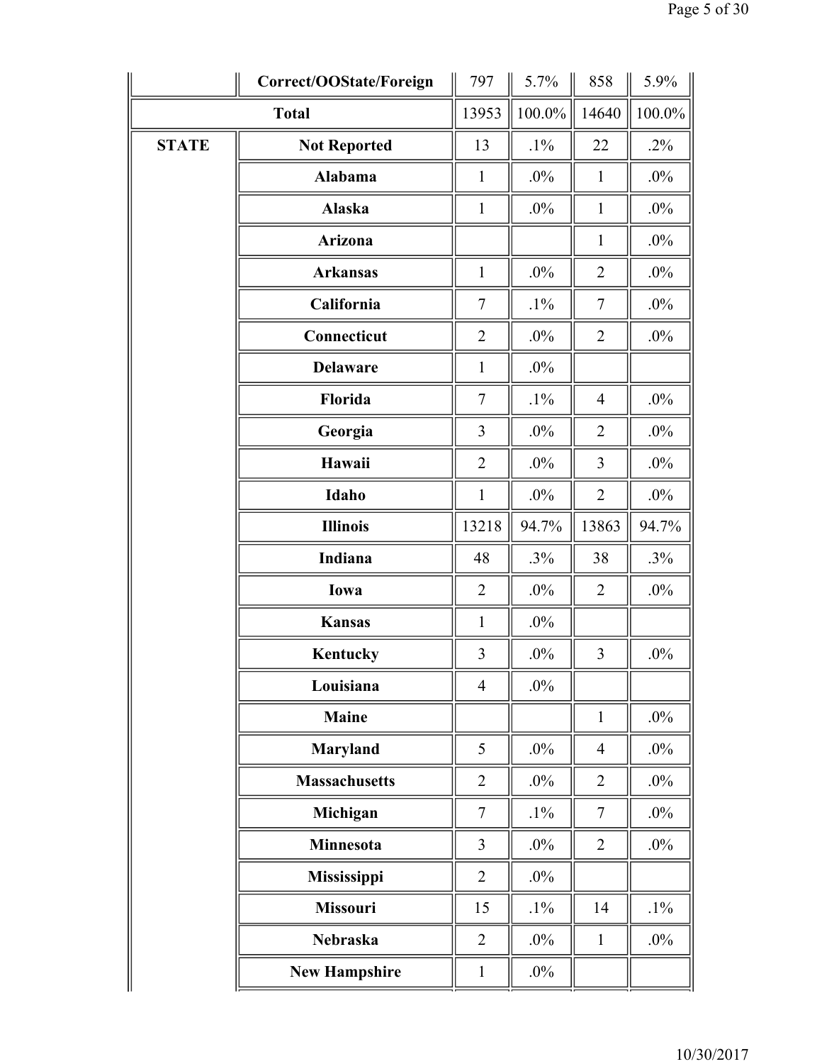| | | | | | |
|---|---|---|---|---|---|
| | Correct/OOState/Foreign | 797 | 5.7% | 858 | 5.9% |
| Total | | 13953 | 100.0% | 14640 | 100.0% |
| STATE | Not Reported | 13 | .1% | 22 | .2% |
| | Alabama | 1 | .0% | 1 | .0% |
| | Alaska | 1 | .0% | 1 | .0% |
| | Arizona | | | 1 | .0% |
| | Arkansas | 1 | .0% | 2 | .0% |
| | California | 7 | .1% | 7 | .0% |
| | Connecticut | 2 | .0% | 2 | .0% |
| | Delaware | 1 | .0% | | |
| | Florida | 7 | .1% | 4 | .0% |
| | Georgia | 3 | .0% | 2 | .0% |
| | Hawaii | 2 | .0% | 3 | .0% |
| | Idaho | 1 | .0% | 2 | .0% |
| | Illinois | 13218 | 94.7% | 13863 | 94.7% |
| | Indiana | 48 | .3% | 38 | .3% |
| | Iowa | 2 | .0% | 2 | .0% |
| | Kansas | 1 | .0% | | |
| | Kentucky | 3 | .0% | 3 | .0% |
| | Louisiana | 4 | .0% | | |
| | Maine | | | 1 | .0% |
| | Maryland | 5 | .0% | 4 | .0% |
| | Massachusetts | 2 | .0% | 2 | .0% |
| | Michigan | 7 | .1% | 7 | .0% |
| | Minnesota | 3 | .0% | 2 | .0% |
| | Mississippi | 2 | .0% | | |
| | Missouri | 15 | .1% | 14 | .1% |
| | Nebraska | 2 | .0% | 1 | .0% |
| | New Hampshire | 1 | .0% | | |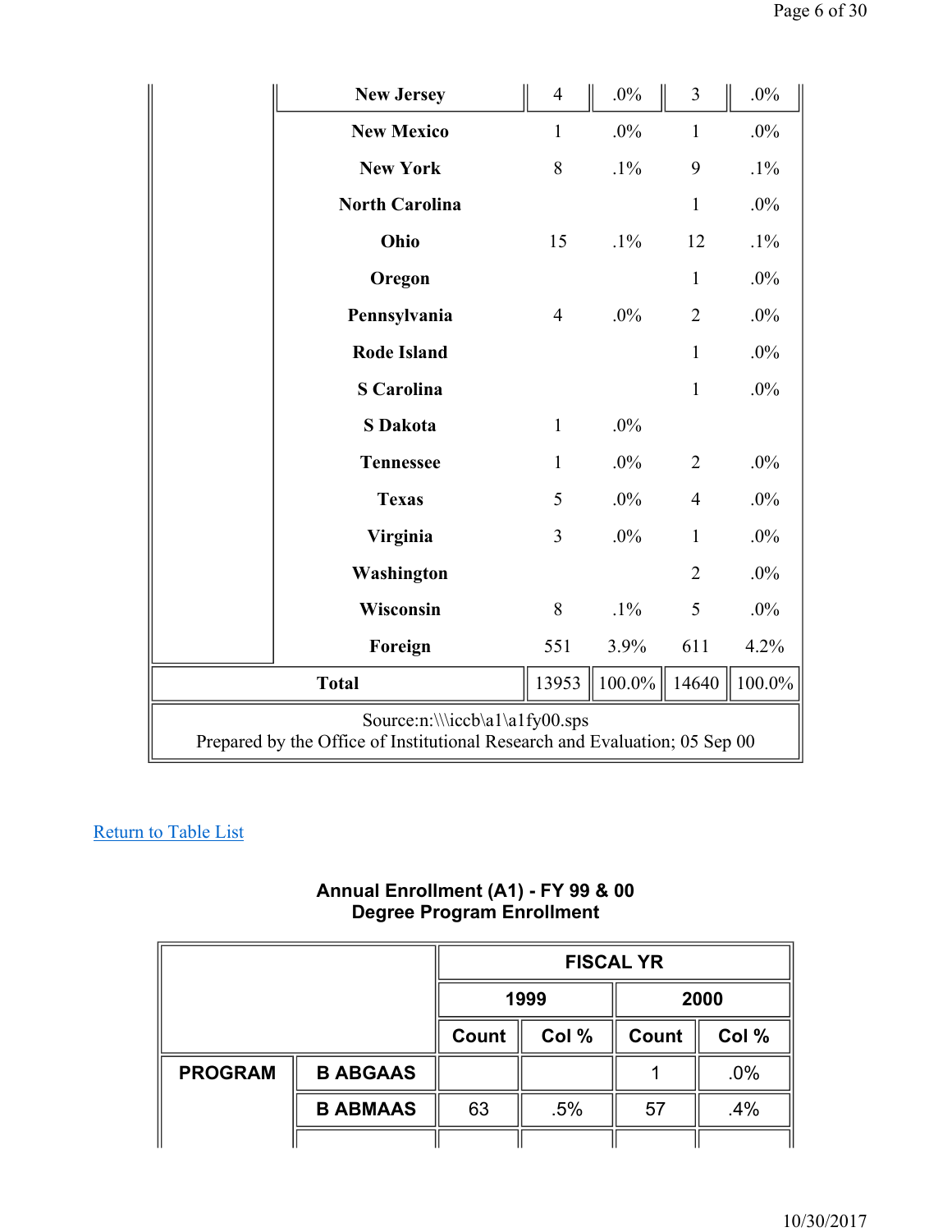| | | | | | |
|---|---|---|---|---|---|
| | New Jersey | 4 | .0% | 3 | .0% |
| | New Mexico | 1 | .0% | 1 | .0% |
| | New York | 8 | .1% | 9 | .1% |
| | North Carolina | | | 1 | .0% |
| | Ohio | 15 | .1% | 12 | .1% |
| | Oregon | | | 1 | .0% |
| | Pennsylvania | 4 | .0% | 2 | .0% |
| | Rode Island | | | 1 | .0% |
| | S Carolina | | | 1 | .0% |
| | S Dakota | 1 | .0% | | |
| | Tennessee | 1 | .0% | 2 | .0% |
| | Texas | 5 | .0% | 4 | .0% |
| | Virginia | 3 | .0% | 1 | .0% |
| | Washington | | | 2 | .0% |
| | Wisconsin | 8 | .1% | 5 | .0% |
| | Foreign | 551 | 3.9% | 611 | 4.2% |
| Total | | 13953 | 100.0% | 14640 | 100.0% |

Source:n:\\\iccb\a1\a1fy00.sps
Prepared by the Office of Institutional Research and Evaluation; 05 Sep 00

Return to Table List

## Annual Enrollment (A1) - FY 99 & 00
## Degree Program Enrollment

| | | FISCAL YR | | | |
|---|---|---|---|---|---|
| | | 1999 | | 2000 | |
| | | Count | Col % | Count | Col % |
| PROGRAM | B ABGAAS | | | 1 | .0% |
| | B ABMAAS | 63 | .5% | 57 | .4% |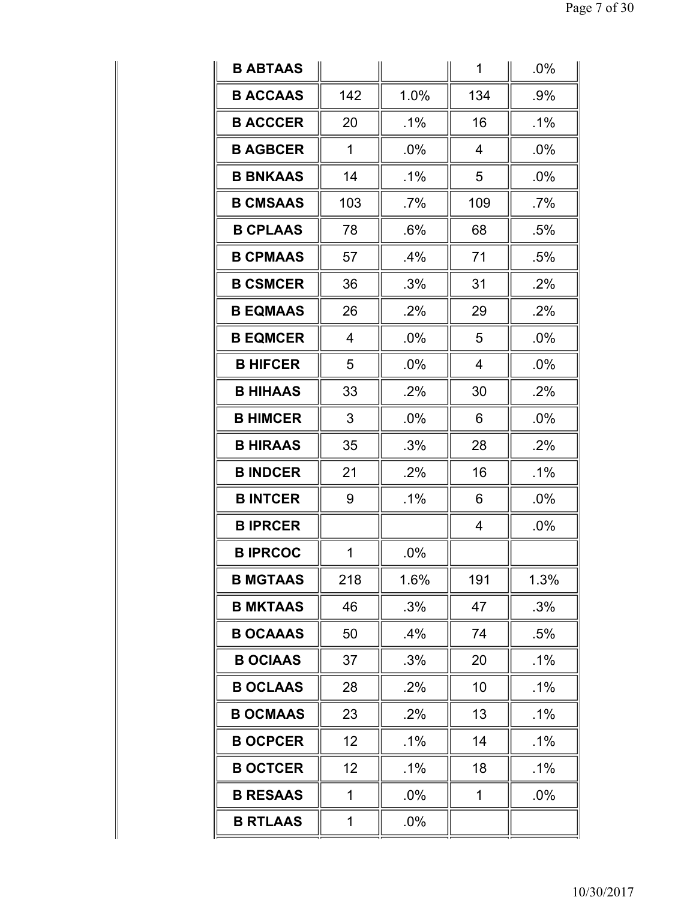| | | | | |
|---|---|---|---|---|
| **B ABTAAS** | | | 1 | .0% |
| **B ACCAAS** | 142 | 1.0% | 134 | .9% |
| **B ACCCER** | 20 | .1% | 16 | .1% |
| **B AGBCER** | 1 | .0% | 4 | .0% |
| **B BNKAAS** | 14 | .1% | 5 | .0% |
| **B CMSAAS** | 103 | .7% | 109 | .7% |
| **B CPLAAS** | 78 | .6% | 68 | .5% |
| **B CPMAAS** | 57 | .4% | 71 | .5% |
| **B CSMCER** | 36 | .3% | 31 | .2% |
| **B EQMAAS** | 26 | .2% | 29 | .2% |
| **B EQMCER** | 4 | .0% | 5 | .0% |
| **B HIFCER** | 5 | .0% | 4 | .0% |
| **B HIHAAS** | 33 | .2% | 30 | .2% |
| **B HIMCER** | 3 | .0% | 6 | .0% |
| **B HIRAAS** | 35 | .3% | 28 | .2% |
| **B INDCER** | 21 | .2% | 16 | .1% |
| **B INTCER** | 9 | .1% | 6 | .0% |
| **B IPRCER** | | | 4 | .0% |
| **B IPRCOC** | 1 | .0% | | |
| **B MGTAAS** | 218 | 1.6% | 191 | 1.3% |
| **B MKTAAS** | 46 | .3% | 47 | .3% |
| **B OCAAAS** | 50 | .4% | 74 | .5% |
| **B OCIAAS** | 37 | .3% | 20 | .1% |
| **B OCLAAS** | 28 | .2% | 10 | .1% |
| **B OCMAAS** | 23 | .2% | 13 | .1% |
| **B OCPCER** | 12 | .1% | 14 | .1% |
| **B OCTCER** | 12 | .1% | 18 | .1% |
| **B RESAAS** | 1 | .0% | 1 | .0% |
| **B RTLAAS** | 1 | .0% | | |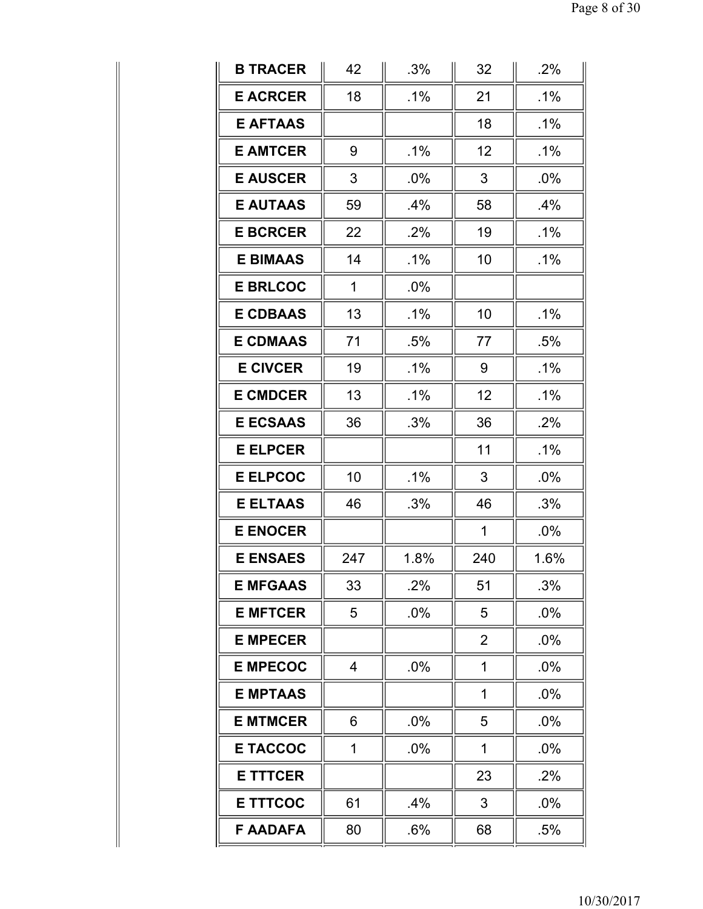| | | | | |
|---|---|---|---|---|
| **B TRACER** | 42 | .3% | 32 | .2% |
| **E ACRCER** | 18 | .1% | 21 | .1% |
| **E AFTAAS** | | | 18 | .1% |
| **E AMTCER** | 9 | .1% | 12 | .1% |
| **E AUSCER** | 3 | .0% | 3 | .0% |
| **E AUTAAS** | 59 | .4% | 58 | .4% |
| **E BCRCER** | 22 | .2% | 19 | .1% |
| **E BIMAAS** | 14 | .1% | 10 | .1% |
| **E BRLCOC** | 1 | .0% | | |
| **E CDBAAS** | 13 | .1% | 10 | .1% |
| **E CDMAAS** | 71 | .5% | 77 | .5% |
| **E CIVCER** | 19 | .1% | 9 | .1% |
| **E CMDCER** | 13 | .1% | 12 | .1% |
| **E ECSAAS** | 36 | .3% | 36 | .2% |
| **E ELPCER** | | | 11 | .1% |
| **E ELPCOC** | 10 | .1% | 3 | .0% |
| **E ELTAAS** | 46 | .3% | 46 | .3% |
| **E ENOCER** | | | 1 | .0% |
| **E ENSAES** | 247 | 1.8% | 240 | 1.6% |
| **E MFGAAS** | 33 | .2% | 51 | .3% |
| **E MFTCER** | 5 | .0% | 5 | .0% |
| **E MPECER** | | | 2 | .0% |
| **E MPECOC** | 4 | .0% | 1 | .0% |
| **E MPTAAS** | | | 1 | .0% |
| **E MTMCER** | 6 | .0% | 5 | .0% |
| **E TACCOC** | 1 | .0% | 1 | .0% |
| **E TTTCER** | | | 23 | .2% |
| **E TTTCOC** | 61 | .4% | 3 | .0% |
| **F AADAFA** | 80 | .6% | 68 | .5% |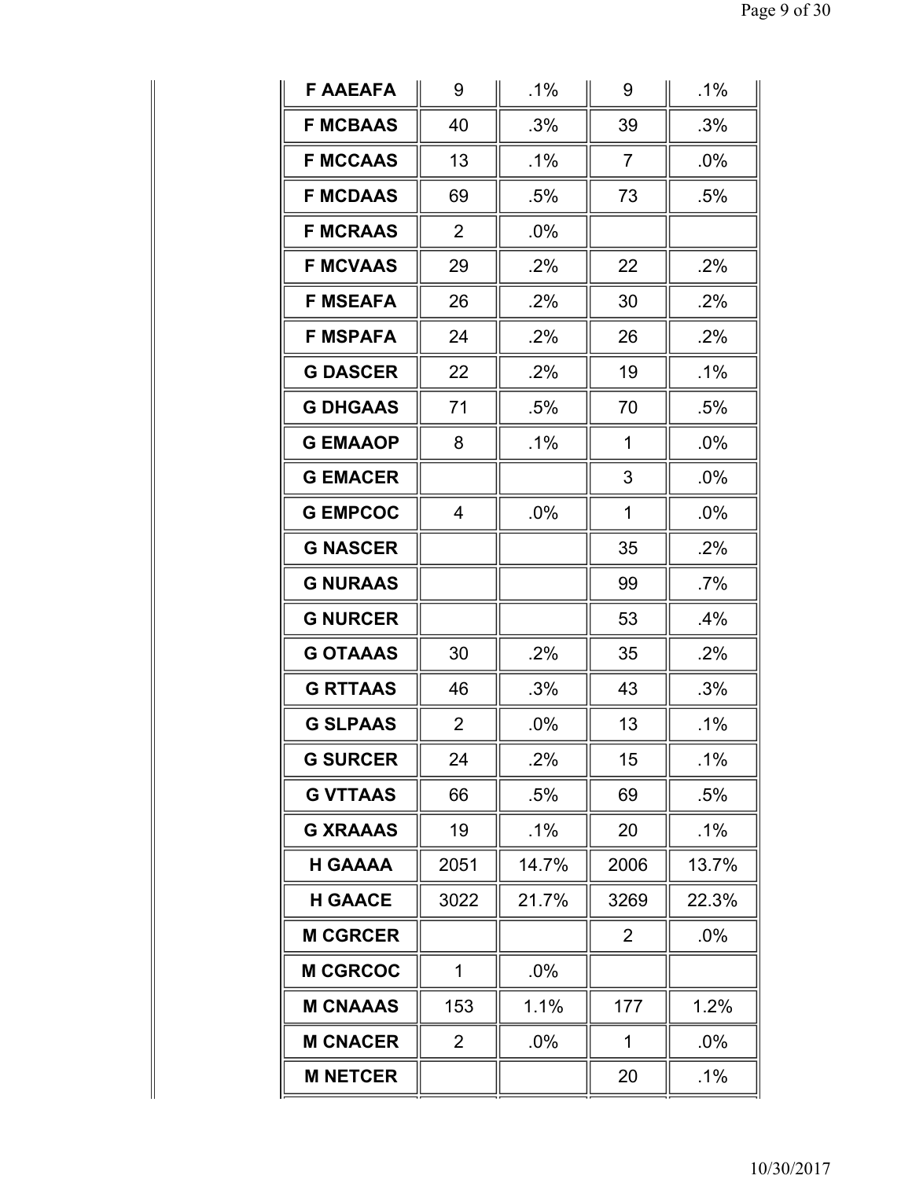| | | | | |
|---|---|---|---|---|
| **F AAEAFA** | 9 | .1% | 9 | .1% |
| **F MCBAAS** | 40 | .3% | 39 | .3% |
| **F MCCAAS** | 13 | .1% | 7 | .0% |
| **F MCDAAS** | 69 | .5% | 73 | .5% |
| **F MCRAAS** | 2 | .0% | | |
| **F MCVAAS** | 29 | .2% | 22 | .2% |
| **F MSEAFA** | 26 | .2% | 30 | .2% |
| **F MSPAFA** | 24 | .2% | 26 | .2% |
| **G DASCER** | 22 | .2% | 19 | .1% |
| **G DHGAAS** | 71 | .5% | 70 | .5% |
| **G EMAAOP** | 8 | .1% | 1 | .0% |
| **G EMACER** | | | 3 | .0% |
| **G EMPCOC** | 4 | .0% | 1 | .0% |
| **G NASCER** | | | 35 | .2% |
| **G NURAAS** | | | 99 | .7% |
| **G NURCER** | | | 53 | .4% |
| **G OTAAAS** | 30 | .2% | 35 | .2% |
| **G RTTAAS** | 46 | .3% | 43 | .3% |
| **G SLPAAS** | 2 | .0% | 13 | .1% |
| **G SURCER** | 24 | .2% | 15 | .1% |
| **G VTTAAS** | 66 | .5% | 69 | .5% |
| **G XRAAAS** | 19 | .1% | 20 | .1% |
| **H GAAAA** | 2051 | 14.7% | 2006 | 13.7% |
| **H GAACE** | 3022 | 21.7% | 3269 | 22.3% |
| **M CGRCER** | | | 2 | .0% |
| **M CGRCOC** | 1 | .0% | | |
| **M CNAAAS** | 153 | 1.1% | 177 | 1.2% |
| **M CNACER** | 2 | .0% | 1 | .0% |
| **M NETCER** | | | 20 | .1% |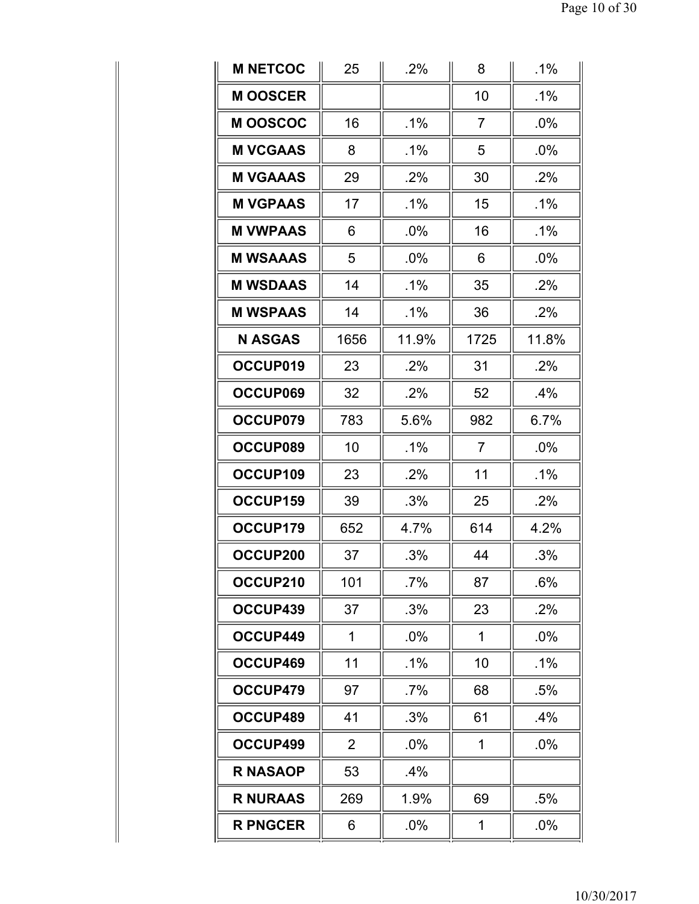| | | | | |
|---|---|---|---|---|
| **M NETCOC** | 25 | .2% | 8 | .1% |
| **M OOSCER** | | | 10 | .1% |
| **M OOSCOC** | 16 | .1% | 7 | .0% |
| **M VCGAAS** | 8 | .1% | 5 | .0% |
| **M VGAAAS** | 29 | .2% | 30 | .2% |
| **M VGPAAS** | 17 | .1% | 15 | .1% |
| **M VWPAAS** | 6 | .0% | 16 | .1% |
| **M WSAAAS** | 5 | .0% | 6 | .0% |
| **M WSDAAS** | 14 | .1% | 35 | .2% |
| **M WSPAAS** | 14 | .1% | 36 | .2% |
| **N ASGAS** | 1656 | 11.9% | 1725 | 11.8% |
| **OCCUP019** | 23 | .2% | 31 | .2% |
| **OCCUP069** | 32 | .2% | 52 | .4% |
| **OCCUP079** | 783 | 5.6% | 982 | 6.7% |
| **OCCUP089** | 10 | .1% | 7 | .0% |
| **OCCUP109** | 23 | .2% | 11 | .1% |
| **OCCUP159** | 39 | .3% | 25 | .2% |
| **OCCUP179** | 652 | 4.7% | 614 | 4.2% |
| **OCCUP200** | 37 | .3% | 44 | .3% |
| **OCCUP210** | 101 | .7% | 87 | .6% |
| **OCCUP439** | 37 | .3% | 23 | .2% |
| **OCCUP449** | 1 | .0% | 1 | .0% |
| **OCCUP469** | 11 | .1% | 10 | .1% |
| **OCCUP479** | 97 | .7% | 68 | .5% |
| **OCCUP489** | 41 | .3% | 61 | .4% |
| **OCCUP499** | 2 | .0% | 1 | .0% |
| **R NASAOP** | 53 | .4% | | |
| **R NURAAS** | 269 | 1.9% | 69 | .5% |
| **R PNGCER** | 6 | .0% | 1 | .0% |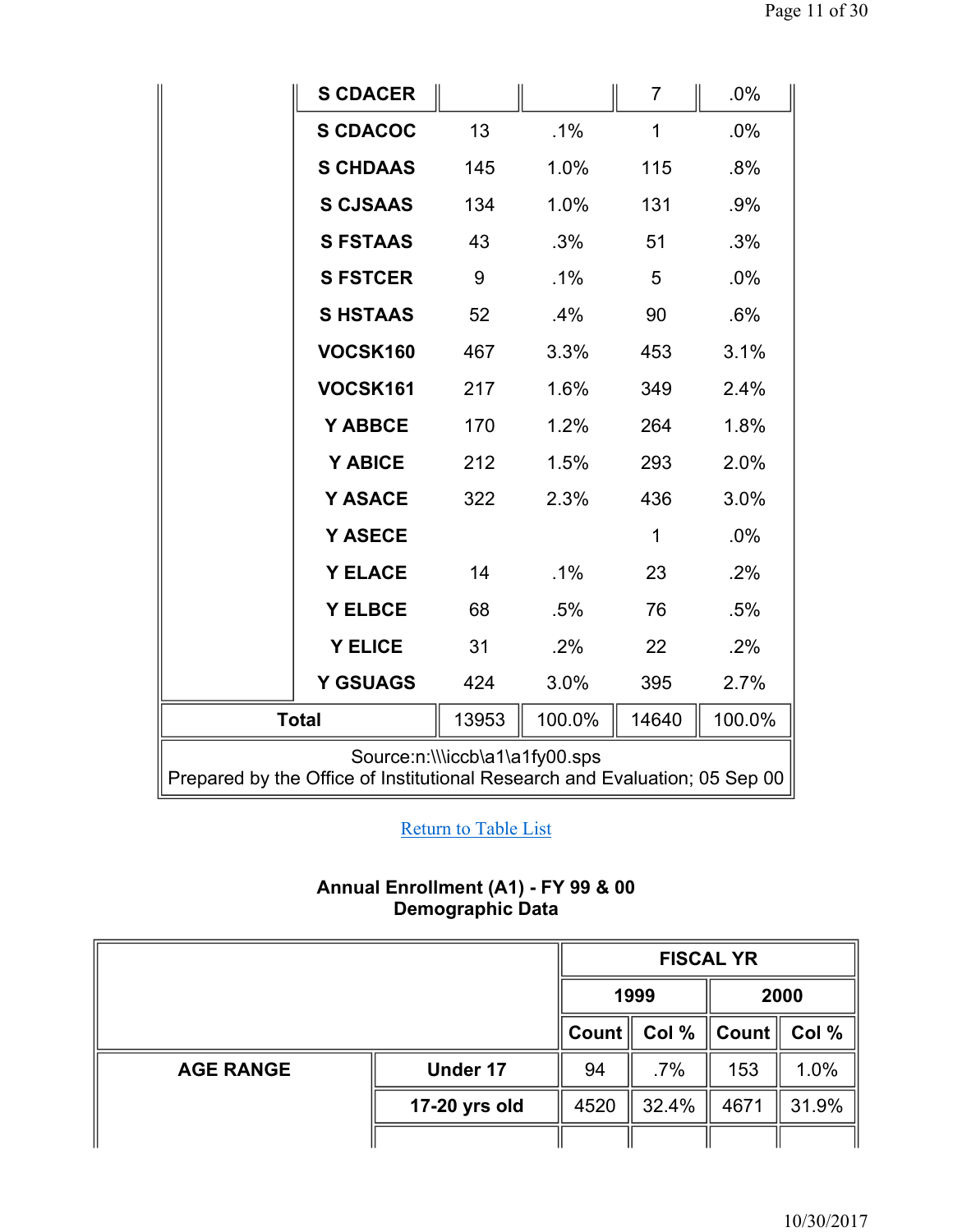| | | Count | Col % | Count | Col % |
|---|---|---|---|---|---|
| | S CDACER | | | 7 | .0% |
| | S CDACOC | 13 | .1% | 1 | .0% |
| | S CHDAAS | 145 | 1.0% | 115 | .8% |
| | S CJSAAS | 134 | 1.0% | 131 | .9% |
| | S FSTAAS | 43 | .3% | 51 | .3% |
| | S FSTCER | 9 | .1% | 5 | .0% |
| | S HSTAAS | 52 | .4% | 90 | .6% |
| | VOCSK160 | 467 | 3.3% | 453 | 3.1% |
| | VOCSK161 | 217 | 1.6% | 349 | 2.4% |
| | Y ABBCE | 170 | 1.2% | 264 | 1.8% |
| | Y ABICE | 212 | 1.5% | 293 | 2.0% |
| | Y ASACE | 322 | 2.3% | 436 | 3.0% |
| | Y ASECE | | | 1 | .0% |
| | Y ELACE | 14 | .1% | 23 | .2% |
| | Y ELBCE | 68 | .5% | 76 | .5% |
| | Y ELICE | 31 | .2% | 22 | .2% |
| | Y GSUAGS | 424 | 3.0% | 395 | 2.7% |
| **Total** | | 13953 | 100.0% | 14640 | 100.0% |

Source:n:\\\iccb\a1\a1fy00.sps
Prepared by the Office of Institutional Research and Evaluation; 05 Sep 00

Return to Table List

### Annual Enrollment (A1) - FY 99 & 00
### Demographic Data

| | | FISCAL YR | | | |
|---|---|---|---|---|---|
| | | 1999 | | 2000 | |
| | | Count | Col % | Count | Col % |
| **AGE RANGE** | **Under 17** | 94 | .7% | 153 | 1.0% |
| | **17-20 yrs old** | 4520 | 32.4% | 4671 | 31.9% |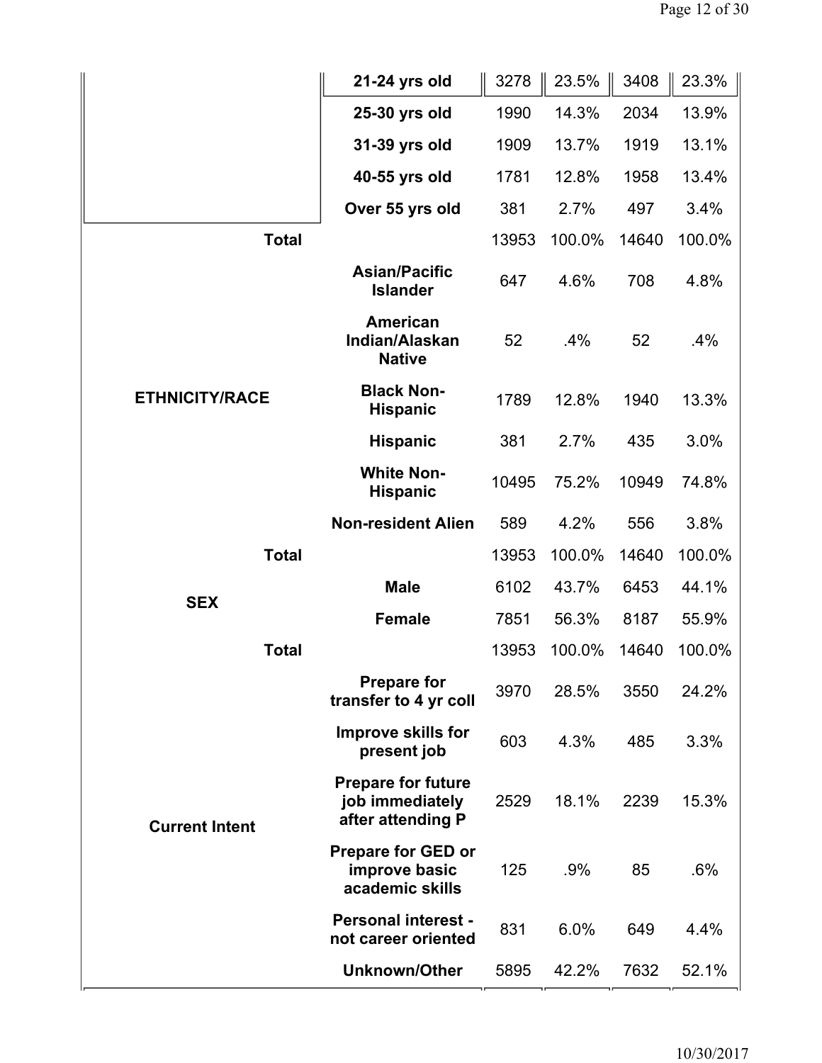| | | | | | |
|---|---|---|---|---|---|
| | **21-24 yrs old** | 3278 | 23.5% | 3408 | 23.3% |
| | **25-30 yrs old** | 1990 | 14.3% | 2034 | 13.9% |
| | **31-39 yrs old** | 1909 | 13.7% | 1919 | 13.1% |
| | **40-55 yrs old** | 1781 | 12.8% | 1958 | 13.4% |
| | **Over 55 yrs old** | 381 | 2.7% | 497 | 3.4% |
| **Total** | | 13953 | 100.0% | 14640 | 100.0% |
| **ETHNICITY/RACE** | **Asian/Pacific Islander** | 647 | 4.6% | 708 | 4.8% |
| | **American Indian/Alaskan Native** | 52 | .4% | 52 | .4% |
| | **Black Non-Hispanic** | 1789 | 12.8% | 1940 | 13.3% |
| | **Hispanic** | 381 | 2.7% | 435 | 3.0% |
| | **White Non-Hispanic** | 10495 | 75.2% | 10949 | 74.8% |
| | **Non-resident Alien** | 589 | 4.2% | 556 | 3.8% |
| **Total** | | 13953 | 100.0% | 14640 | 100.0% |
| **SEX** | **Male** | 6102 | 43.7% | 6453 | 44.1% |
| | **Female** | 7851 | 56.3% | 8187 | 55.9% |
| **Total** | | 13953 | 100.0% | 14640 | 100.0% |
| **Current Intent** | **Prepare for transfer to 4 yr coll** | 3970 | 28.5% | 3550 | 24.2% |
| | **Improve skills for present job** | 603 | 4.3% | 485 | 3.3% |
| | **Prepare for future job immediately after attending P** | 2529 | 18.1% | 2239 | 15.3% |
| | **Prepare for GED or improve basic academic skills** | 125 | .9% | 85 | .6% |
| | **Personal interest - not career oriented** | 831 | 6.0% | 649 | 4.4% |
| | **Unknown/Other** | 5895 | 42.2% | 7632 | 52.1% |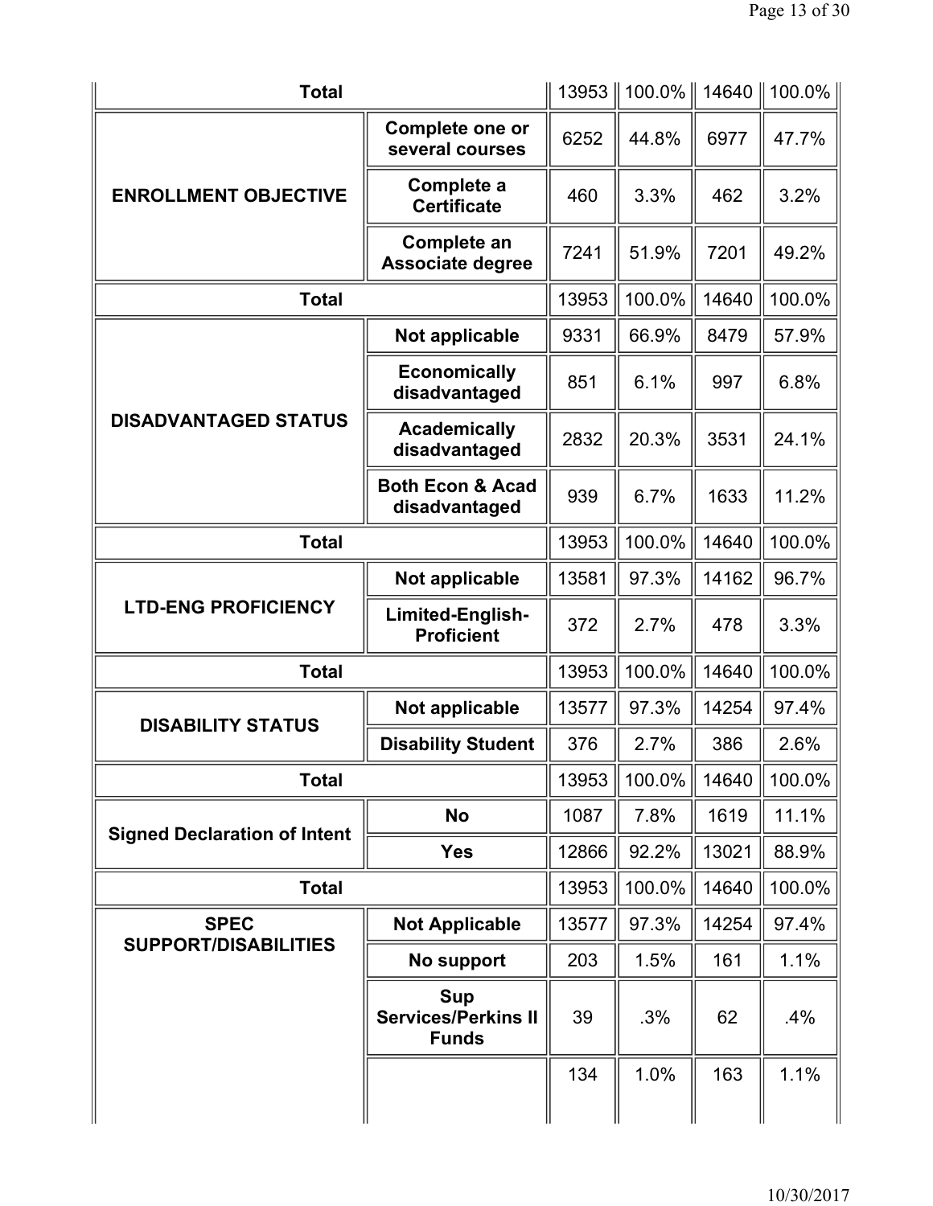| | | | | | |
|---|---|---|---|---|---|
| **Total** | | 13953 | 100.0% | 14640 | 100.0% |
| **ENROLLMENT OBJECTIVE** | **Complete one or several courses** | 6252 | 44.8% | 6977 | 47.7% |
| | **Complete a Certificate** | 460 | 3.3% | 462 | 3.2% |
| | **Complete an Associate degree** | 7241 | 51.9% | 7201 | 49.2% |
| **Total** | | 13953 | 100.0% | 14640 | 100.0% |
| **DISADVANTAGED STATUS** | **Not applicable** | 9331 | 66.9% | 8479 | 57.9% |
| | **Economically disadvantaged** | 851 | 6.1% | 997 | 6.8% |
| | **Academically disadvantaged** | 2832 | 20.3% | 3531 | 24.1% |
| | **Both Econ & Acad disadvantaged** | 939 | 6.7% | 1633 | 11.2% |
| **Total** | | 13953 | 100.0% | 14640 | 100.0% |
| **LTD-ENG PROFICIENCY** | **Not applicable** | 13581 | 97.3% | 14162 | 96.7% |
| | **Limited-English-Proficient** | 372 | 2.7% | 478 | 3.3% |
| **Total** | | 13953 | 100.0% | 14640 | 100.0% |
| **DISABILITY STATUS** | **Not applicable** | 13577 | 97.3% | 14254 | 97.4% |
| | **Disability Student** | 376 | 2.7% | 386 | 2.6% |
| **Total** | | 13953 | 100.0% | 14640 | 100.0% |
| **Signed Declaration of Intent** | **No** | 1087 | 7.8% | 1619 | 11.1% |
| | **Yes** | 12866 | 92.2% | 13021 | 88.9% |
| **Total** | | 13953 | 100.0% | 14640 | 100.0% |
| **SPEC SUPPORT/DISABILITIES** | **Not Applicable** | 13577 | 97.3% | 14254 | 97.4% |
| | **No support** | 203 | 1.5% | 161 | 1.1% |
| | **Sup Services/Perkins II Funds** | 39 | .3% | 62 | .4% |
| | | 134 | 1.0% | 163 | 1.1% |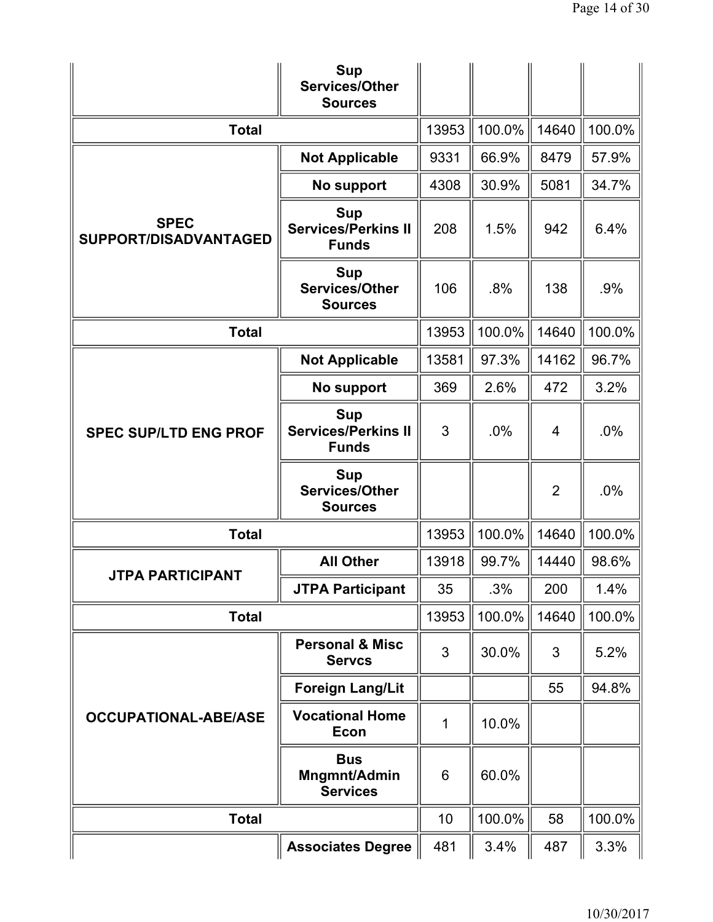| | | | | | |
|---|---|---|---|---|---|
| | Sup Services/Other Sources | | | | |
| **Total** | | 13953 | 100.0% | 14640 | 100.0% |
| **SPEC SUPPORT/DISADVANTAGED** | **Not Applicable** | 9331 | 66.9% | 8479 | 57.9% |
| | **No support** | 4308 | 30.9% | 5081 | 34.7% |
| | **Sup Services/Perkins II Funds** | 208 | 1.5% | 942 | 6.4% |
| | **Sup Services/Other Sources** | 106 | .8% | 138 | .9% |
| **Total** | | 13953 | 100.0% | 14640 | 100.0% |
| **SPEC SUP/LTD ENG PROF** | **Not Applicable** | 13581 | 97.3% | 14162 | 96.7% |
| | **No support** | 369 | 2.6% | 472 | 3.2% |
| | **Sup Services/Perkins II Funds** | 3 | .0% | 4 | .0% |
| | **Sup Services/Other Sources** | | | 2 | .0% |
| **Total** | | 13953 | 100.0% | 14640 | 100.0% |
| **JTPA PARTICIPANT** | **All Other** | 13918 | 99.7% | 14440 | 98.6% |
| | **JTPA Participant** | 35 | .3% | 200 | 1.4% |
| **Total** | | 13953 | 100.0% | 14640 | 100.0% |
| **OCCUPATIONAL-ABE/ASE** | **Personal & Misc Servcs** | 3 | 30.0% | 3 | 5.2% |
| | **Foreign Lang/Lit** | | | 55 | 94.8% |
| | **Vocational Home Econ** | 1 | 10.0% | | |
| | **Bus Mngmnt/Admin Services** | 6 | 60.0% | | |
| **Total** | | 10 | 100.0% | 58 | 100.0% |
| | **Associates Degree** | 481 | 3.4% | 487 | 3.3% |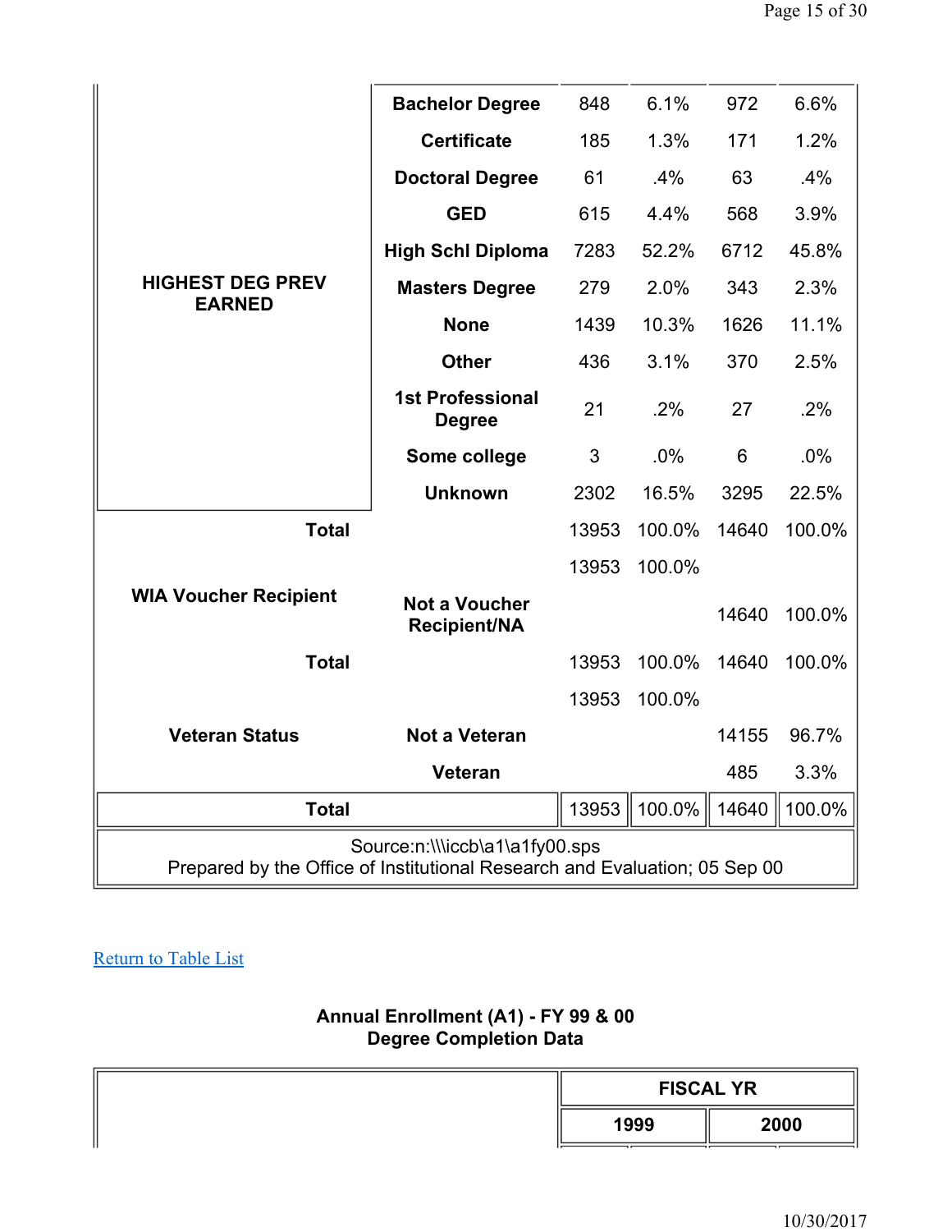| | | | | | |
|---|---|---|---|---|---|
| HIGHEST DEG PREV EARNED | Bachelor Degree | 848 | 6.1% | 972 | 6.6% |
| | Certificate | 185 | 1.3% | 171 | 1.2% |
| | Doctoral Degree | 61 | .4% | 63 | .4% |
| | GED | 615 | 4.4% | 568 | 3.9% |
| | High Schl Diploma | 7283 | 52.2% | 6712 | 45.8% |
| | Masters Degree | 279 | 2.0% | 343 | 2.3% |
| | None | 1439 | 10.3% | 1626 | 11.1% |
| | Other | 436 | 3.1% | 370 | 2.5% |
| | 1st Professional Degree | 21 | .2% | 27 | .2% |
| | Some college | 3 | .0% | 6 | .0% |
| | Unknown | 2302 | 16.5% | 3295 | 22.5% |
| Total | | 13953 | 100.0% | 14640 | 100.0% |
| WIA Voucher Recipient | | 13953 | 100.0% | | |
| | Not a Voucher Recipient/NA | | | 14640 | 100.0% |
| Total | | 13953 | 100.0% | 14640 | 100.0% |
| Veteran Status | | 13953 | 100.0% | | |
| | Not a Veteran | | | 14155 | 96.7% |
| | Veteran | | | 485 | 3.3% |
| Total | | 13953 | 100.0% | 14640 | 100.0% |

Source:n:\\\iccb\a1\a1fy00.sps
Prepared by the Office of Institutional Research and Evaluation; 05 Sep 00

Return to Table List

**Annual Enrollment (A1) - FY 99 & 00**
**Degree Completion Data**

| | FISCAL YR | |
|---|---|---|
| | 1999 | 2000 |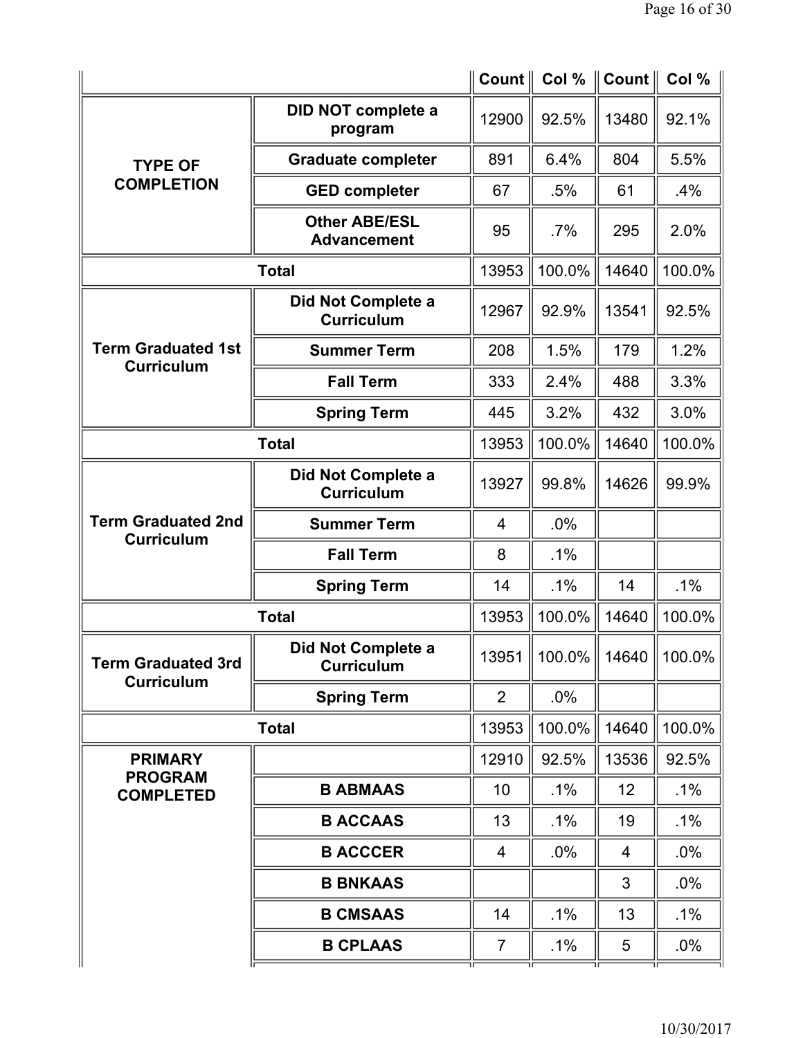| | | Count | Col % | Count | Col % |
|---|---|---|---|---|---|
| TYPE OF COMPLETION | DID NOT complete a program | 12900 | 92.5% | 13480 | 92.1% |
| | Graduate completer | 891 | 6.4% | 804 | 5.5% |
| | GED completer | 67 | .5% | 61 | .4% |
| | Other ABE/ESL Advancement | 95 | .7% | 295 | 2.0% |
| Total | | 13953 | 100.0% | 14640 | 100.0% |
| Term Graduated 1st Curriculum | Did Not Complete a Curriculum | 12967 | 92.9% | 13541 | 92.5% |
| | Summer Term | 208 | 1.5% | 179 | 1.2% |
| | Fall Term | 333 | 2.4% | 488 | 3.3% |
| | Spring Term | 445 | 3.2% | 432 | 3.0% |
| Total | | 13953 | 100.0% | 14640 | 100.0% |
| Term Graduated 2nd Curriculum | Did Not Complete a Curriculum | 13927 | 99.8% | 14626 | 99.9% |
| | Summer Term | 4 | .0% | | |
| | Fall Term | 8 | .1% | | |
| | Spring Term | 14 | .1% | 14 | .1% |
| Total | | 13953 | 100.0% | 14640 | 100.0% |
| Term Graduated 3rd Curriculum | Did Not Complete a Curriculum | 13951 | 100.0% | 14640 | 100.0% |
| | Spring Term | 2 | .0% | | |
| Total | | 13953 | 100.0% | 14640 | 100.0% |
| PRIMARY PROGRAM COMPLETED | | 12910 | 92.5% | 13536 | 92.5% |
| | B ABMAAS | 10 | .1% | 12 | .1% |
| | B ACCAAS | 13 | .1% | 19 | .1% |
| | B ACCCER | 4 | .0% | 4 | .0% |
| | B BNKAAS | | | 3 | .0% |
| | B CMSAAS | 14 | .1% | 13 | .1% |
| | B CPLAAS | 7 | .1% | 5 | .0% |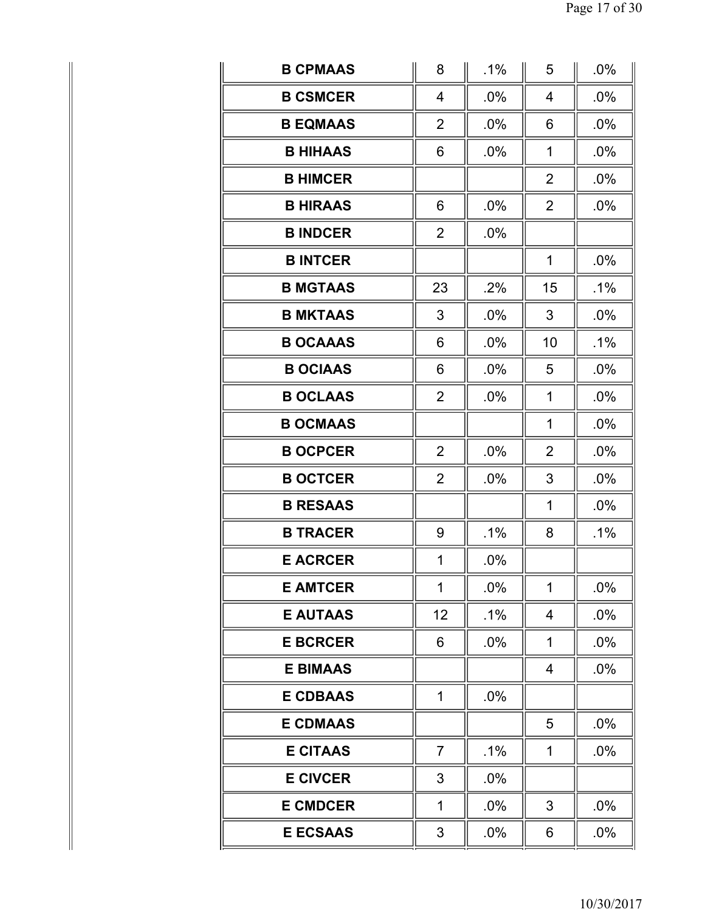| | | | | |
|---|---|---|---|---|
| **B CPMAAS** | 8 | .1% | 5 | .0% |
| **B CSMCER** | 4 | .0% | 4 | .0% |
| **B EQMAAS** | 2 | .0% | 6 | .0% |
| **B HIHAAS** | 6 | .0% | 1 | .0% |
| **B HIMCER** | | | 2 | .0% |
| **B HIRAAS** | 6 | .0% | 2 | .0% |
| **B INDCER** | 2 | .0% | | |
| **B INTCER** | | | 1 | .0% |
| **B MGTAAS** | 23 | .2% | 15 | .1% |
| **B MKTAAS** | 3 | .0% | 3 | .0% |
| **B OCAAAS** | 6 | .0% | 10 | .1% |
| **B OCIAAS** | 6 | .0% | 5 | .0% |
| **B OCLAAS** | 2 | .0% | 1 | .0% |
| **B OCMAAS** | | | 1 | .0% |
| **B OCPCER** | 2 | .0% | 2 | .0% |
| **B OCTCER** | 2 | .0% | 3 | .0% |
| **B RESAAS** | | | 1 | .0% |
| **B TRACER** | 9 | .1% | 8 | .1% |
| **E ACRCER** | 1 | .0% | | |
| **E AMTCER** | 1 | .0% | 1 | .0% |
| **E AUTAAS** | 12 | .1% | 4 | .0% |
| **E BCRCER** | 6 | .0% | 1 | .0% |
| **E BIMAAS** | | | 4 | .0% |
| **E CDBAAS** | 1 | .0% | | |
| **E CDMAAS** | | | 5 | .0% |
| **E CITAAS** | 7 | .1% | 1 | .0% |
| **E CIVCER** | 3 | .0% | | |
| **E CMDCER** | 1 | .0% | 3 | .0% |
| **E ECSAAS** | 3 | .0% | 6 | .0% |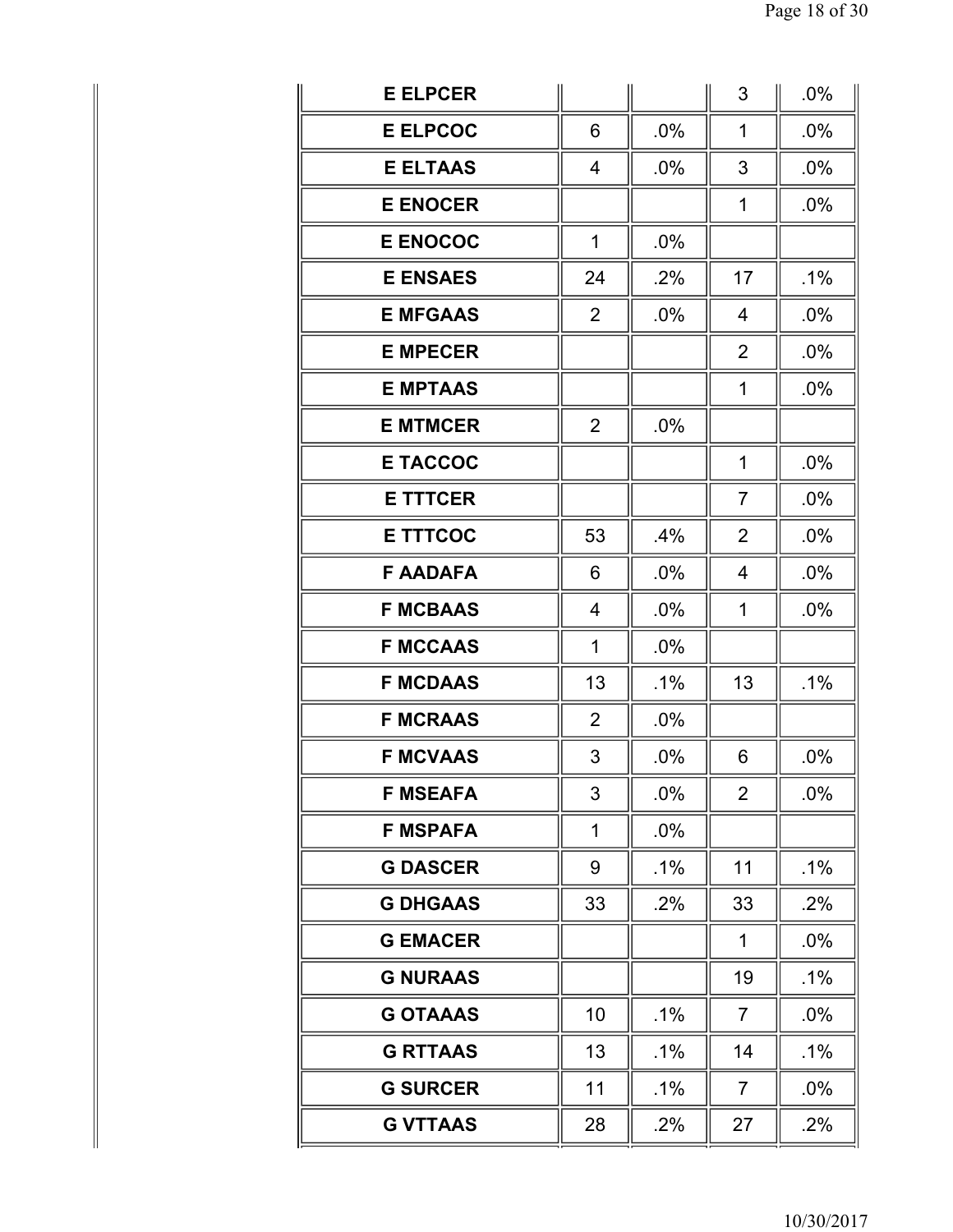| | | | | |
|---|---|---|---|---|
| **E ELPCER** | | | 3 | .0% |
| **E ELPCOC** | 6 | .0% | 1 | .0% |
| **E ELTAAS** | 4 | .0% | 3 | .0% |
| **E ENOCER** | | | 1 | .0% |
| **E ENOCOC** | 1 | .0% | | |
| **E ENSAES** | 24 | .2% | 17 | .1% |
| **E MFGAAS** | 2 | .0% | 4 | .0% |
| **E MPECER** | | | 2 | .0% |
| **E MPTAAS** | | | 1 | .0% |
| **E MTMCER** | 2 | .0% | | |
| **E TACCOC** | | | 1 | .0% |
| **E TTTCER** | | | 7 | .0% |
| **E TTTCOC** | 53 | .4% | 2 | .0% |
| **F AADAFA** | 6 | .0% | 4 | .0% |
| **F MCBAAS** | 4 | .0% | 1 | .0% |
| **F MCCAAS** | 1 | .0% | | |
| **F MCDAAS** | 13 | .1% | 13 | .1% |
| **F MCRAAS** | 2 | .0% | | |
| **F MCVAAS** | 3 | .0% | 6 | .0% |
| **F MSEAFA** | 3 | .0% | 2 | .0% |
| **F MSPAFA** | 1 | .0% | | |
| **G DASCER** | 9 | .1% | 11 | .1% |
| **G DHGAAS** | 33 | .2% | 33 | .2% |
| **G EMACER** | | | 1 | .0% |
| **G NURAAS** | | | 19 | .1% |
| **G OTAAAS** | 10 | .1% | 7 | .0% |
| **G RTTAAS** | 13 | .1% | 14 | .1% |
| **G SURCER** | 11 | .1% | 7 | .0% |
| **G VTTAAS** | 28 | .2% | 27 | .2% |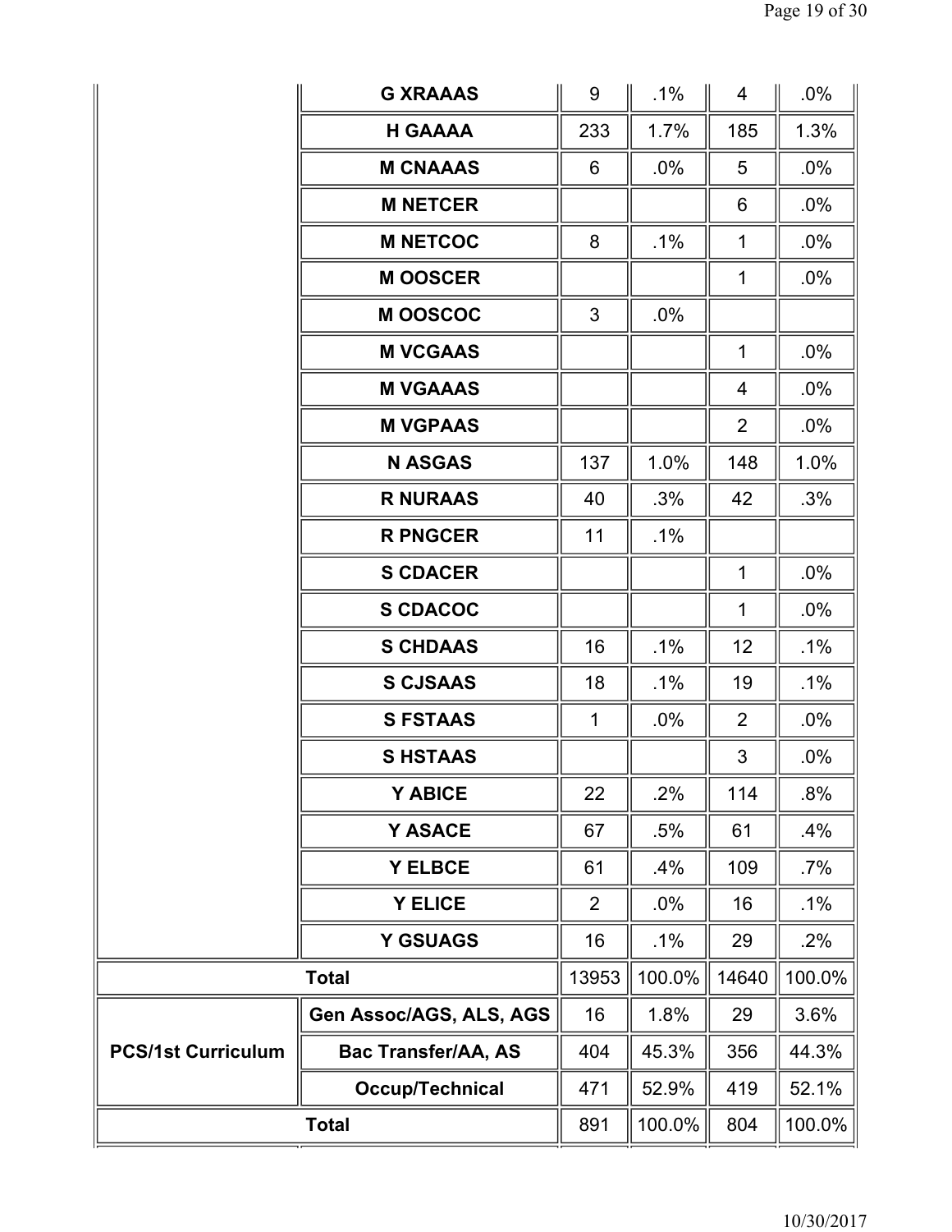| | | | | | |
|---|---|---|---|---|---|
| | G XRAAAS | 9 | .1% | 4 | .0% |
| | H GAAAA | 233 | 1.7% | 185 | 1.3% |
| | M CNAAAS | 6 | .0% | 5 | .0% |
| | M NETCER | | | 6 | .0% |
| | M NETCOC | 8 | .1% | 1 | .0% |
| | M OOSCER | | | 1 | .0% |
| | M OOSCOC | 3 | .0% | | |
| | M VCGAAS | | | 1 | .0% |
| | M VGAAAS | | | 4 | .0% |
| | M VGPAAS | | | 2 | .0% |
| | N ASGAS | 137 | 1.0% | 148 | 1.0% |
| | R NURAAS | 40 | .3% | 42 | .3% |
| | R PNGCER | 11 | .1% | | |
| | S CDACER | | | 1 | .0% |
| | S CDACOC | | | 1 | .0% |
| | S CHDAAS | 16 | .1% | 12 | .1% |
| | S CJSAAS | 18 | .1% | 19 | .1% |
| | S FSTAAS | 1 | .0% | 2 | .0% |
| | S HSTAAS | | | 3 | .0% |
| | Y ABICE | 22 | .2% | 114 | .8% |
| | Y ASACE | 67 | .5% | 61 | .4% |
| | Y ELBCE | 61 | .4% | 109 | .7% |
| | Y ELICE | 2 | .0% | 16 | .1% |
| | Y GSUAGS | 16 | .1% | 29 | .2% |
| **Total** | | 13953 | 100.0% | 14640 | 100.0% |
| **PCS/1st Curriculum** | Gen Assoc/AGS, ALS, AGS | 16 | 1.8% | 29 | 3.6% |
| | Bac Transfer/AA, AS | 404 | 45.3% | 356 | 44.3% |
| | Occup/Technical | 471 | 52.9% | 419 | 52.1% |
| **Total** | | 891 | 100.0% | 804 | 100.0% |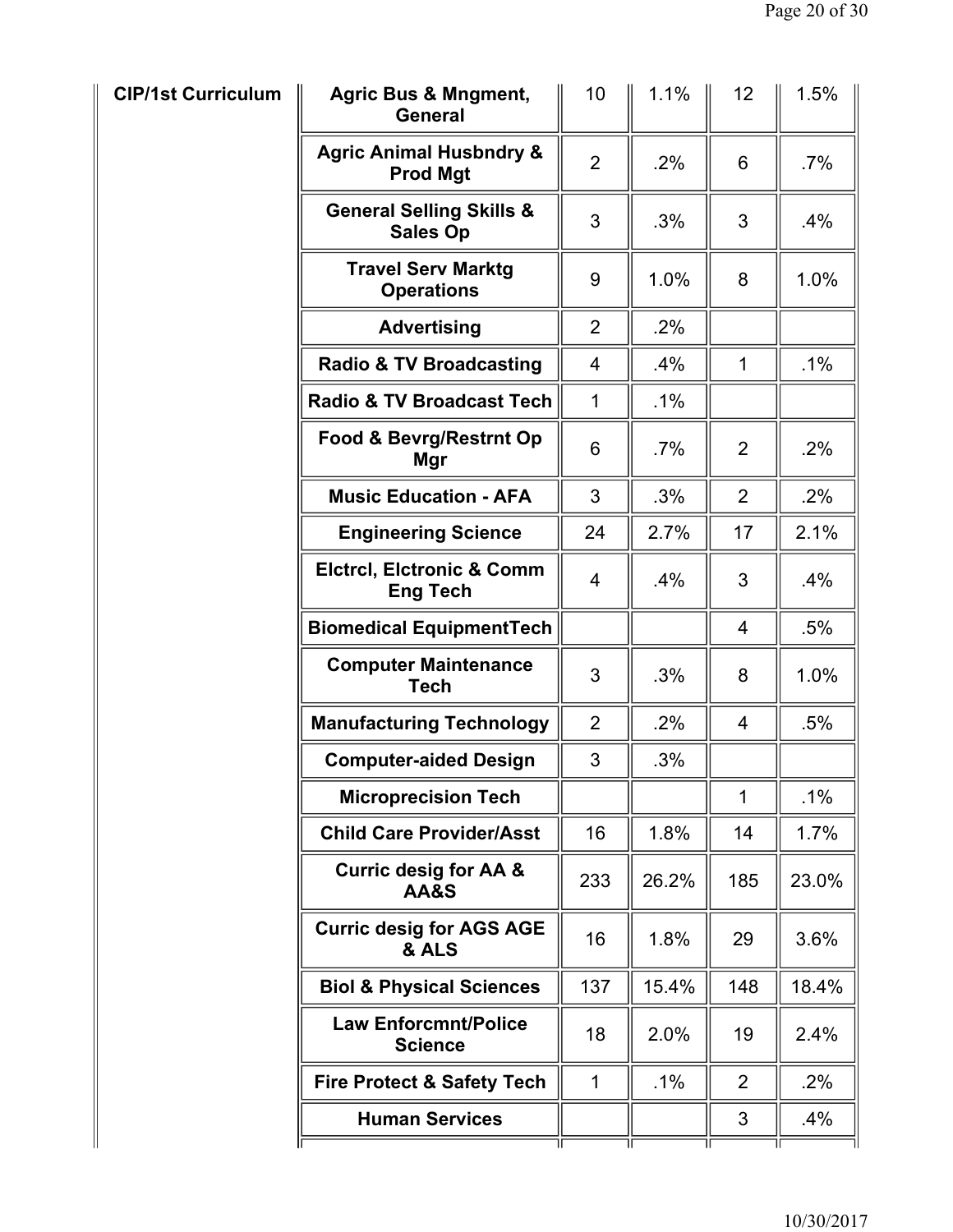| | | | | | |
|---|---|---|---|---|---|
| **CIP/1st Curriculum** | **Agric Bus & Mngment, General** | 10 | 1.1% | 12 | 1.5% |
| | **Agric Animal Husbndry & Prod Mgt** | 2 | .2% | 6 | .7% |
| | **General Selling Skills & Sales Op** | 3 | .3% | 3 | .4% |
| | **Travel Serv Marktg Operations** | 9 | 1.0% | 8 | 1.0% |
| | **Advertising** | 2 | .2% | | |
| | **Radio & TV Broadcasting** | 4 | .4% | 1 | .1% |
| | **Radio & TV Broadcast Tech** | 1 | .1% | | |
| | **Food & Bevrg/Restrnt Op Mgr** | 6 | .7% | 2 | .2% |
| | **Music Education - AFA** | 3 | .3% | 2 | .2% |
| | **Engineering Science** | 24 | 2.7% | 17 | 2.1% |
| | **Elctrcl, Elctronic & Comm Eng Tech** | 4 | .4% | 3 | .4% |
| | **Biomedical EquipmentTech** | | | 4 | .5% |
| | **Computer Maintenance Tech** | 3 | .3% | 8 | 1.0% |
| | **Manufacturing Technology** | 2 | .2% | 4 | .5% |
| | **Computer-aided Design** | 3 | .3% | | |
| | **Microprecision Tech** | | | 1 | .1% |
| | **Child Care Provider/Asst** | 16 | 1.8% | 14 | 1.7% |
| | **Curric desig for AA & AA&S** | 233 | 26.2% | 185 | 23.0% |
| | **Curric desig for AGS AGE & ALS** | 16 | 1.8% | 29 | 3.6% |
| | **Biol & Physical Sciences** | 137 | 15.4% | 148 | 18.4% |
| | **Law Enforcmnt/Police Science** | 18 | 2.0% | 19 | 2.4% |
| | **Fire Protect & Safety Tech** | 1 | .1% | 2 | .2% |
| | **Human Services** | | | 3 | .4% |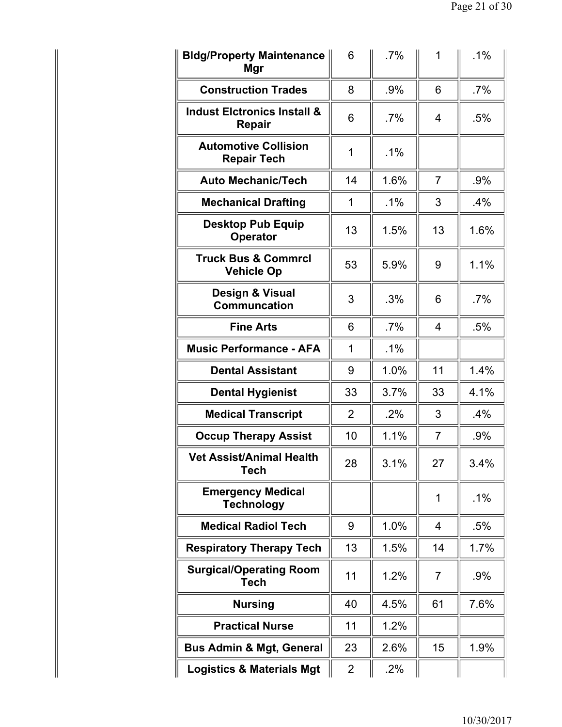| | | | | |
|---|---|---|---|---|
| **Bldg/Property Maintenance Mgr** | 6 | .7% | 1 | .1% |
| **Construction Trades** | 8 | .9% | 6 | .7% |
| **Indust Elctronics Install & Repair** | 6 | .7% | 4 | .5% |
| **Automotive Collision Repair Tech** | 1 | .1% | | |
| **Auto Mechanic/Tech** | 14 | 1.6% | 7 | .9% |
| **Mechanical Drafting** | 1 | .1% | 3 | .4% |
| **Desktop Pub Equip Operator** | 13 | 1.5% | 13 | 1.6% |
| **Truck Bus & Commrcl Vehicle Op** | 53 | 5.9% | 9 | 1.1% |
| **Design & Visual Communcation** | 3 | .3% | 6 | .7% |
| **Fine Arts** | 6 | .7% | 4 | .5% |
| **Music Performance - AFA** | 1 | .1% | | |
| **Dental Assistant** | 9 | 1.0% | 11 | 1.4% |
| **Dental Hygienist** | 33 | 3.7% | 33 | 4.1% |
| **Medical Transcript** | 2 | .2% | 3 | .4% |
| **Occup Therapy Assist** | 10 | 1.1% | 7 | .9% |
| **Vet Assist/Animal Health Tech** | 28 | 3.1% | 27 | 3.4% |
| **Emergency Medical Technology** | | | 1 | .1% |
| **Medical Radiol Tech** | 9 | 1.0% | 4 | .5% |
| **Respiratory Therapy Tech** | 13 | 1.5% | 14 | 1.7% |
| **Surgical/Operating Room Tech** | 11 | 1.2% | 7 | .9% |
| **Nursing** | 40 | 4.5% | 61 | 7.6% |
| **Practical Nurse** | 11 | 1.2% | | |
| **Bus Admin & Mgt, General** | 23 | 2.6% | 15 | 1.9% |
| **Logistics & Materials Mgt** | 2 | .2% | | |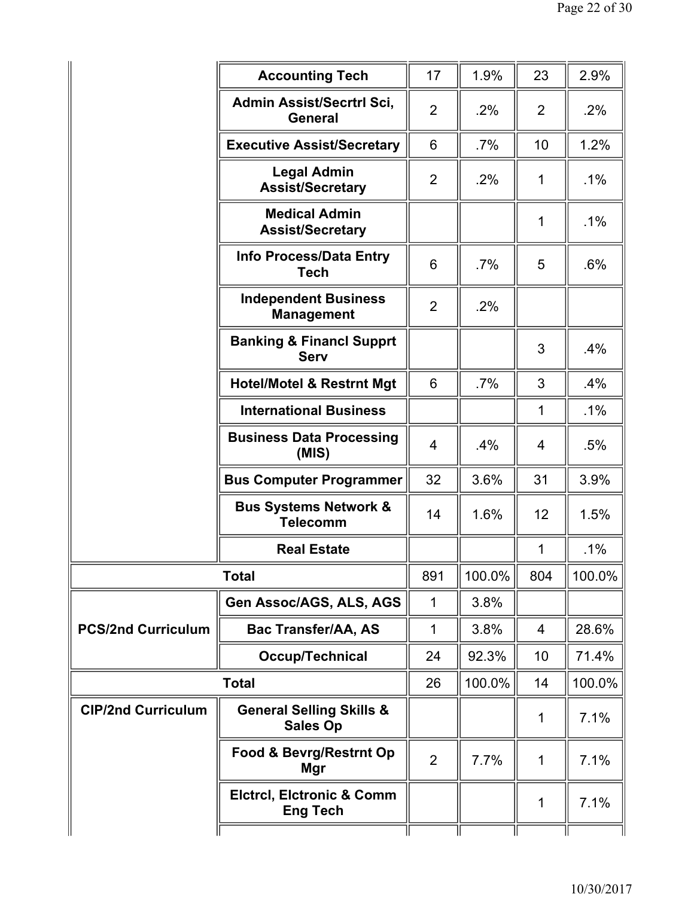| | | | | | |
|---|---|---|---|---|---|
| | Accounting Tech | 17 | 1.9% | 23 | 2.9% |
| | Admin Assist/Secrtrl Sci, General | 2 | .2% | 2 | .2% |
| | Executive Assist/Secretary | 6 | .7% | 10 | 1.2% |
| | Legal Admin Assist/Secretary | 2 | .2% | 1 | .1% |
| | Medical Admin Assist/Secretary | | | 1 | .1% |
| | Info Process/Data Entry Tech | 6 | .7% | 5 | .6% |
| | Independent Business Management | 2 | .2% | | |
| | Banking & Financl Supprt Serv | | | 3 | .4% |
| | Hotel/Motel & Restrnt Mgt | 6 | .7% | 3 | .4% |
| | International Business | | | 1 | .1% |
| | Business Data Processing (MIS) | 4 | .4% | 4 | .5% |
| | Bus Computer Programmer | 32 | 3.6% | 31 | 3.9% |
| | Bus Systems Network & Telecomm | 14 | 1.6% | 12 | 1.5% |
| | Real Estate | | | 1 | .1% |
| **Total** | | 891 | 100.0% | 804 | 100.0% |
| **PCS/2nd Curriculum** | Gen Assoc/AGS, ALS, AGS | 1 | 3.8% | | |
| | Bac Transfer/AA, AS | 1 | 3.8% | 4 | 28.6% |
| | Occup/Technical | 24 | 92.3% | 10 | 71.4% |
| **Total** | | 26 | 100.0% | 14 | 100.0% |
| **CIP/2nd Curriculum** | General Selling Skills & Sales Op | | | 1 | 7.1% |
| | Food & Bevrg/Restrnt Op Mgr | 2 | 7.7% | 1 | 7.1% |
| | Elctrcl, Elctronic & Comm Eng Tech | | | 1 | 7.1% |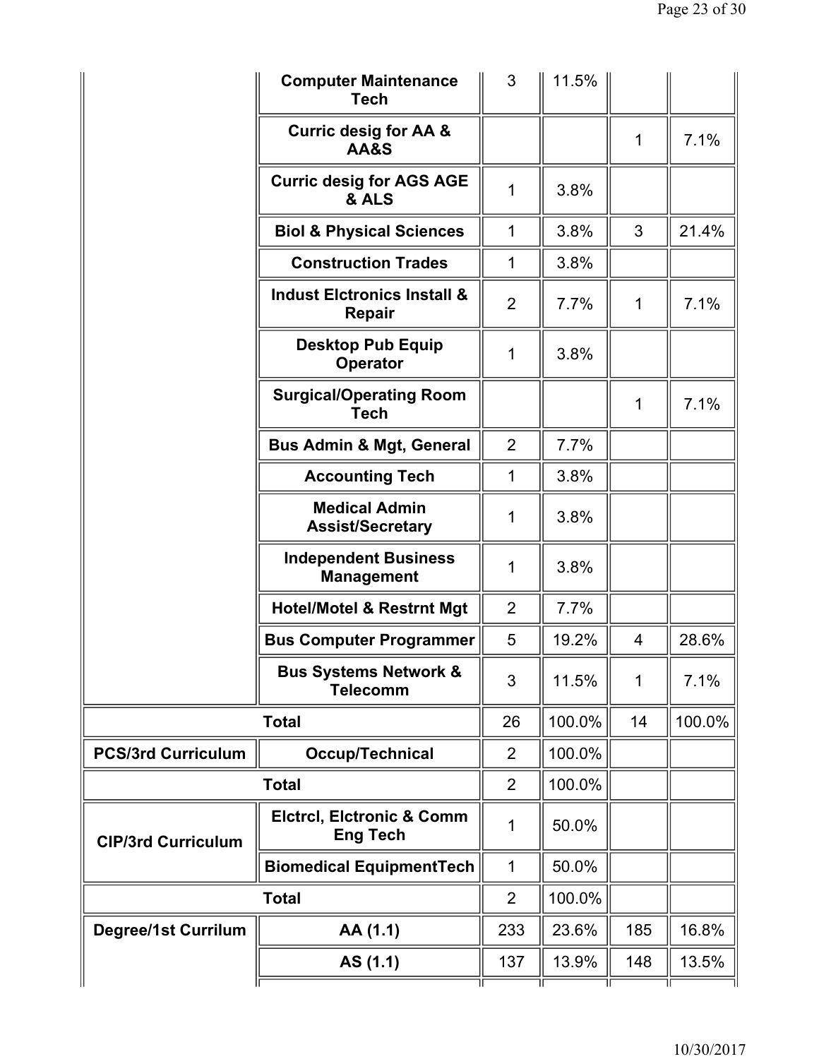| | | | | | |
|---|---|---|---|---|---|
| | Computer Maintenance Tech | 3 | 11.5% | | |
| | Curric desig for AA & AA&S | | | 1 | 7.1% |
| | Curric desig for AGS AGE & ALS | 1 | 3.8% | | |
| | Biol & Physical Sciences | 1 | 3.8% | 3 | 21.4% |
| | Construction Trades | 1 | 3.8% | | |
| | Indust Elctronics Install & Repair | 2 | 7.7% | 1 | 7.1% |
| | Desktop Pub Equip Operator | 1 | 3.8% | | |
| | Surgical/Operating Room Tech | | | 1 | 7.1% |
| | Bus Admin & Mgt, General | 2 | 7.7% | | |
| | Accounting Tech | 1 | 3.8% | | |
| | Medical Admin Assist/Secretary | 1 | 3.8% | | |
| | Independent Business Management | 1 | 3.8% | | |
| | Hotel/Motel & Restrnt Mgt | 2 | 7.7% | | |
| | Bus Computer Programmer | 5 | 19.2% | 4 | 28.6% |
| | Bus Systems Network & Telecomm | 3 | 11.5% | 1 | 7.1% |
| **Total** | | 26 | 100.0% | 14 | 100.0% |
| **PCS/3rd Curriculum** | Occup/Technical | 2 | 100.0% | | |
| **Total** | | 2 | 100.0% | | |
| **CIP/3rd Curriculum** | Elctrcl, Elctronic & Comm Eng Tech | 1 | 50.0% | | |
| | Biomedical EquipmentTech | 1 | 50.0% | | |
| **Total** | | 2 | 100.0% | | |
| **Degree/1st Currilum** | AA (1.1) | 233 | 23.6% | 185 | 16.8% |
| | AS (1.1) | 137 | 13.9% | 148 | 13.5% |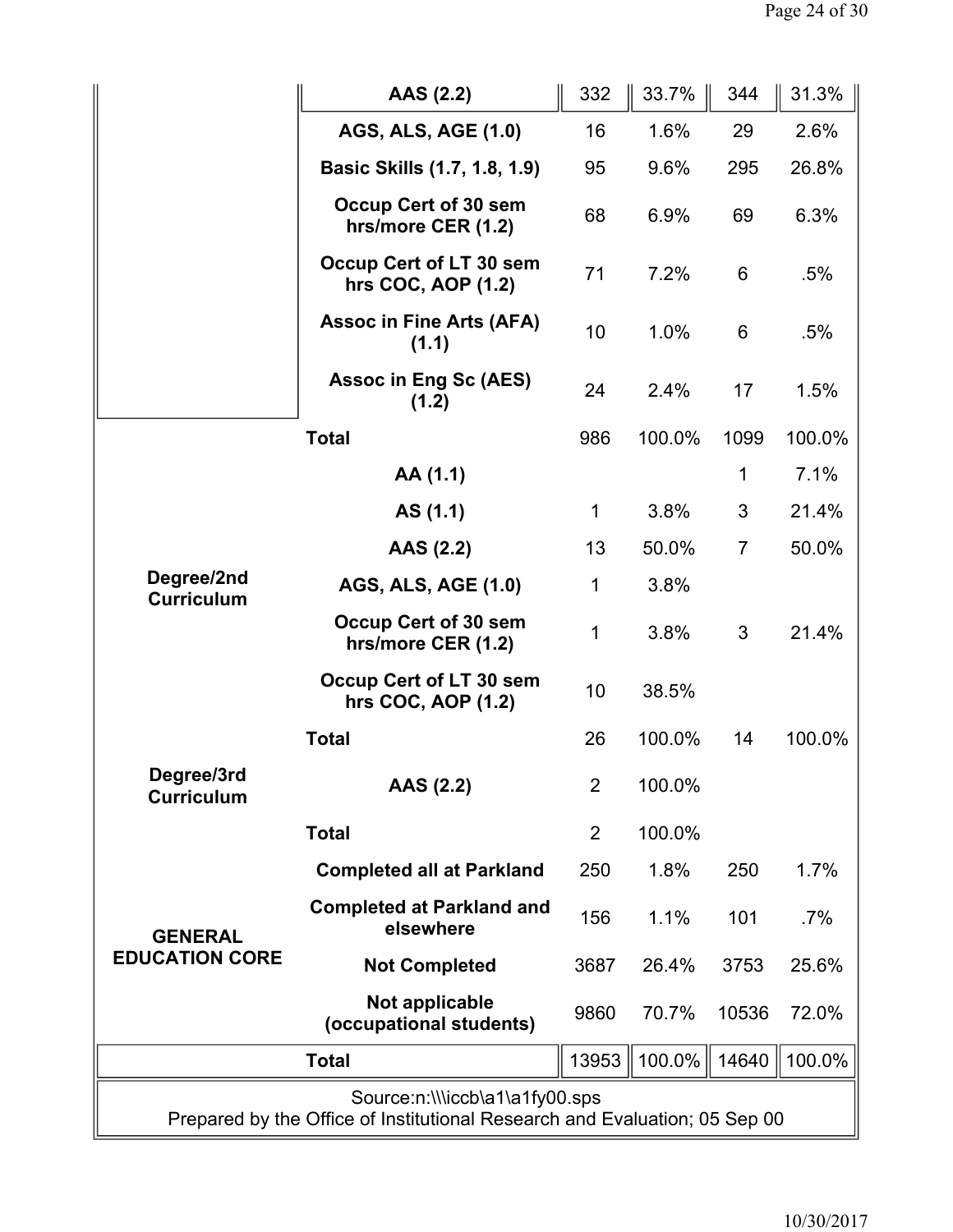| | | | | | |
|---|---|---|---|---|---|
| | **AAS (2.2)** | 332 | 33.7% | 344 | 31.3% |
| | **AGS, ALS, AGE (1.0)** | 16 | 1.6% | 29 | 2.6% |
| | **Basic Skills (1.7, 1.8, 1.9)** | 95 | 9.6% | 295 | 26.8% |
| | **Occup Cert of 30 sem hrs/more CER (1.2)** | 68 | 6.9% | 69 | 6.3% |
| | **Occup Cert of LT 30 sem hrs COC, AOP (1.2)** | 71 | 7.2% | 6 | .5% |
| | **Assoc in Fine Arts (AFA) (1.1)** | 10 | 1.0% | 6 | .5% |
| | **Assoc in Eng Sc (AES) (1.2)** | 24 | 2.4% | 17 | 1.5% |
| | **Total** | 986 | 100.0% | 1099 | 100.0% |
| **Degree/2nd Curriculum** | **AA (1.1)** | | | 1 | 7.1% |
| | **AS (1.1)** | 1 | 3.8% | 3 | 21.4% |
| | **AAS (2.2)** | 13 | 50.0% | 7 | 50.0% |
| | **AGS, ALS, AGE (1.0)** | 1 | 3.8% | | |
| | **Occup Cert of 30 sem hrs/more CER (1.2)** | 1 | 3.8% | 3 | 21.4% |
| | **Occup Cert of LT 30 sem hrs COC, AOP (1.2)** | 10 | 38.5% | | |
| | **Total** | 26 | 100.0% | 14 | 100.0% |
| **Degree/3rd Curriculum** | **AAS (2.2)** | 2 | 100.0% | | |
| | **Total** | 2 | 100.0% | | |
| **GENERAL EDUCATION CORE** | **Completed all at Parkland** | 250 | 1.8% | 250 | 1.7% |
| | **Completed at Parkland and elsewhere** | 156 | 1.1% | 101 | .7% |
| | **Not Completed** | 3687 | 26.4% | 3753 | 25.6% |
| | **Not applicable (occupational students)** | 9860 | 70.7% | 10536 | 72.0% |
| **Total** | | 13953 | 100.0% | 14640 | 100.0% |

Source:n:\\\iccb\a1\a1fy00.sps
Prepared by the Office of Institutional Research and Evaluation; 05 Sep 00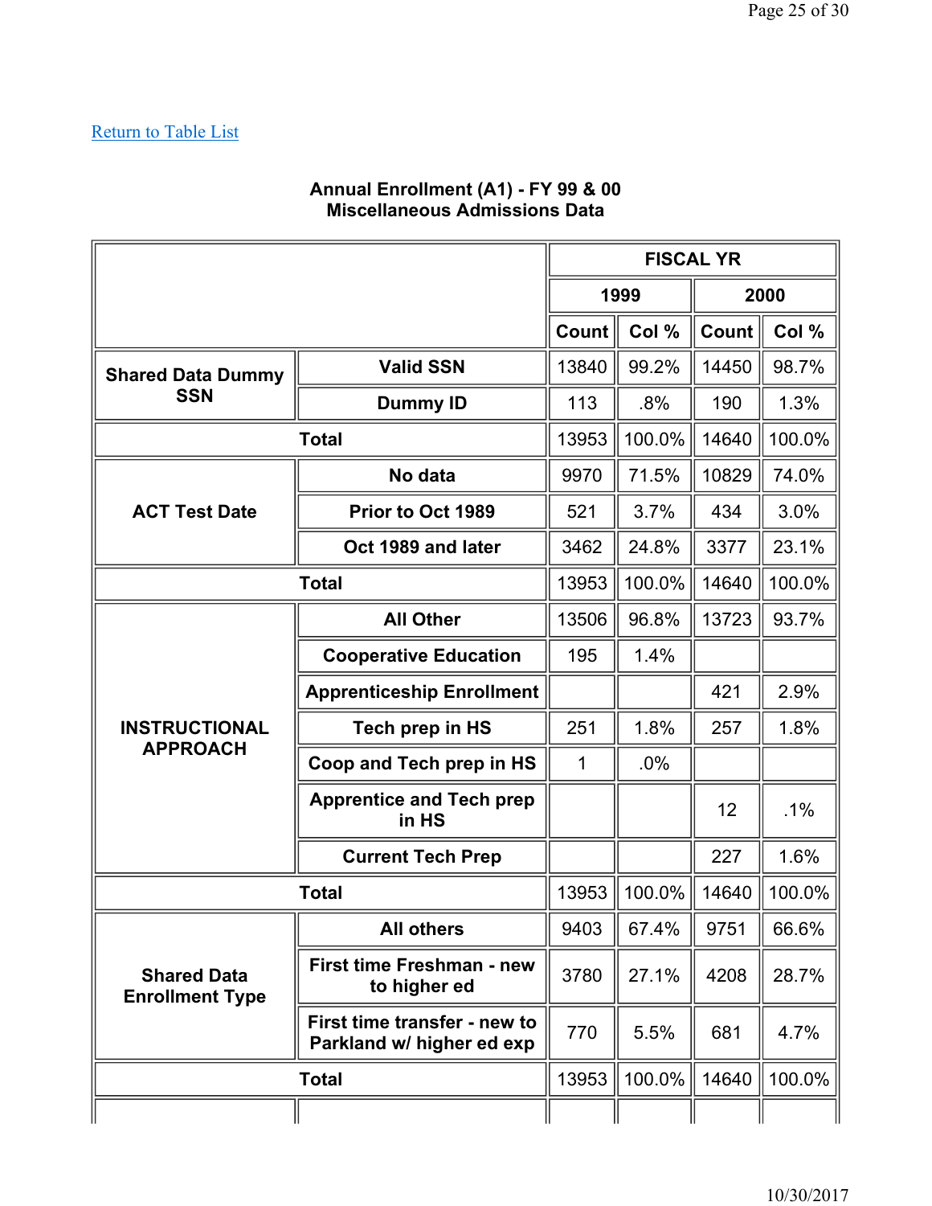Return to Table List

**Annual Enrollment (A1) - FY 99 & 00**
**Miscellaneous Admissions Data**

| | | FISCAL YR | | | |
|---|---|---|---|---|---|
| | | 1999 | | 2000 | |
| | | Count | Col % | Count | Col % |
| Shared Data Dummy SSN | Valid SSN | 13840 | 99.2% | 14450 | 98.7% |
| | Dummy ID | 113 | .8% | 190 | 1.3% |
| Total | | 13953 | 100.0% | 14640 | 100.0% |
| ACT Test Date | No data | 9970 | 71.5% | 10829 | 74.0% |
| | Prior to Oct 1989 | 521 | 3.7% | 434 | 3.0% |
| | Oct 1989 and later | 3462 | 24.8% | 3377 | 23.1% |
| Total | | 13953 | 100.0% | 14640 | 100.0% |
| INSTRUCTIONAL APPROACH | All Other | 13506 | 96.8% | 13723 | 93.7% |
| | Cooperative Education | 195 | 1.4% | | |
| | Apprenticeship Enrollment | | | 421 | 2.9% |
| | Tech prep in HS | 251 | 1.8% | 257 | 1.8% |
| | Coop and Tech prep in HS | 1 | .0% | | |
| | Apprentice and Tech prep in HS | | | 12 | .1% |
| | Current Tech Prep | | | 227 | 1.6% |
| Total | | 13953 | 100.0% | 14640 | 100.0% |
| Shared Data Enrollment Type | All others | 9403 | 67.4% | 9751 | 66.6% |
| | First time Freshman - new to higher ed | 3780 | 27.1% | 4208 | 28.7% |
| | First time transfer - new to Parkland w/ higher ed exp | 770 | 5.5% | 681 | 4.7% |
| Total | | 13953 | 100.0% | 14640 | 100.0% |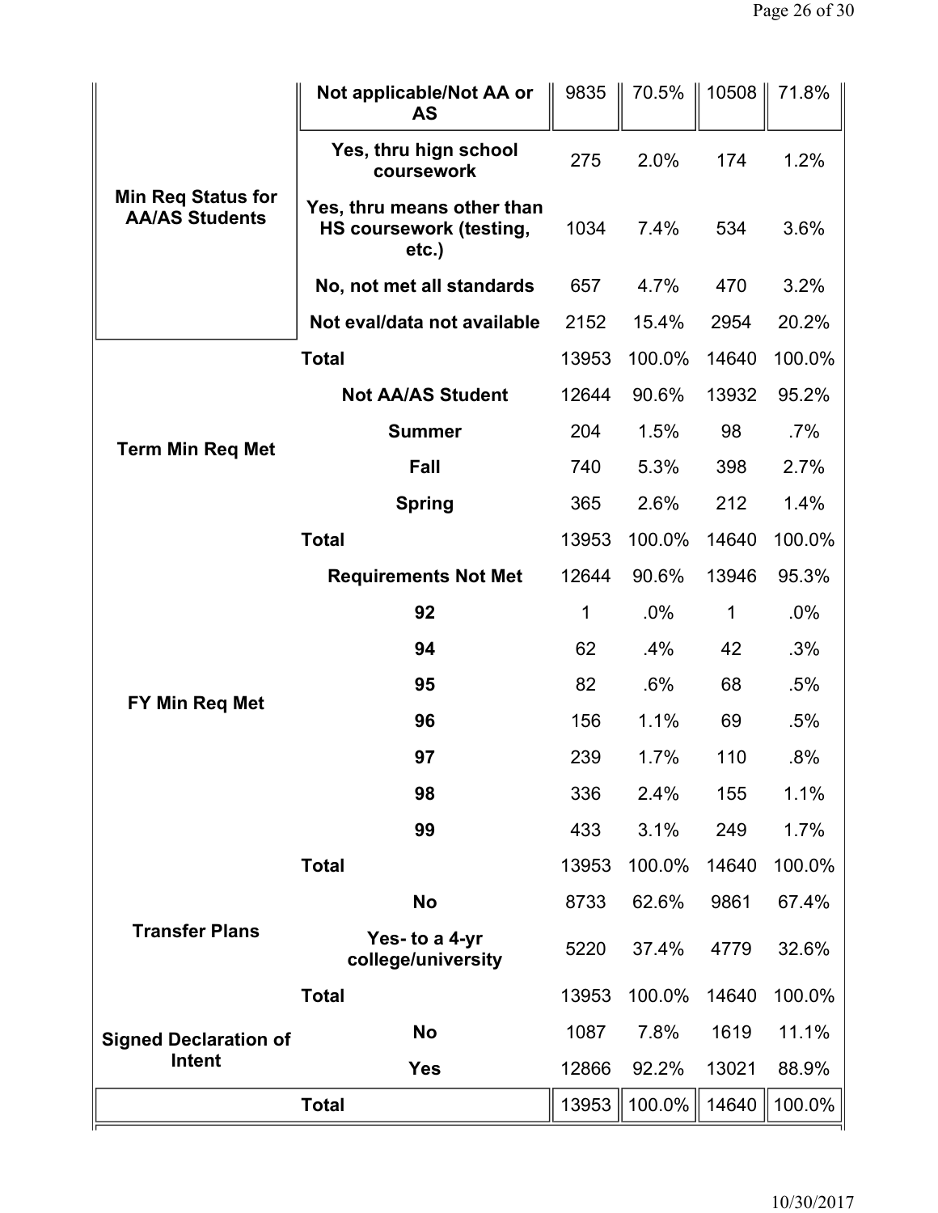| | | | | | |
|---|---|---|---|---|---|
| Min Req Status for AA/AS Students | Not applicable/Not AA or AS | 9835 | 70.5% | 10508 | 71.8% |
| | Yes, thru hign school coursework | 275 | 2.0% | 174 | 1.2% |
| | Yes, thru means other than HS coursework (testing, etc.) | 1034 | 7.4% | 534 | 3.6% |
| | No, not met all standards | 657 | 4.7% | 470 | 3.2% |
| | Not eval/data not available | 2152 | 15.4% | 2954 | 20.2% |
| | Total | 13953 | 100.0% | 14640 | 100.0% |
| Term Min Req Met | Not AA/AS Student | 12644 | 90.6% | 13932 | 95.2% |
| | Summer | 204 | 1.5% | 98 | .7% |
| | Fall | 740 | 5.3% | 398 | 2.7% |
| | Spring | 365 | 2.6% | 212 | 1.4% |
| | Total | 13953 | 100.0% | 14640 | 100.0% |
| FY Min Req Met | Requirements Not Met | 12644 | 90.6% | 13946 | 95.3% |
| | 92 | 1 | .0% | 1 | .0% |
| | 94 | 62 | .4% | 42 | .3% |
| | 95 | 82 | .6% | 68 | .5% |
| | 96 | 156 | 1.1% | 69 | .5% |
| | 97 | 239 | 1.7% | 110 | .8% |
| | 98 | 336 | 2.4% | 155 | 1.1% |
| | 99 | 433 | 3.1% | 249 | 1.7% |
| | Total | 13953 | 100.0% | 14640 | 100.0% |
| Transfer Plans | No | 8733 | 62.6% | 9861 | 67.4% |
| | Yes- to a 4-yr college/university | 5220 | 37.4% | 4779 | 32.6% |
| | Total | 13953 | 100.0% | 14640 | 100.0% |
| Signed Declaration of Intent | No | 1087 | 7.8% | 1619 | 11.1% |
| | Yes | 12866 | 92.2% | 13021 | 88.9% |
| | Total | 13953 | 100.0% | 14640 | 100.0% |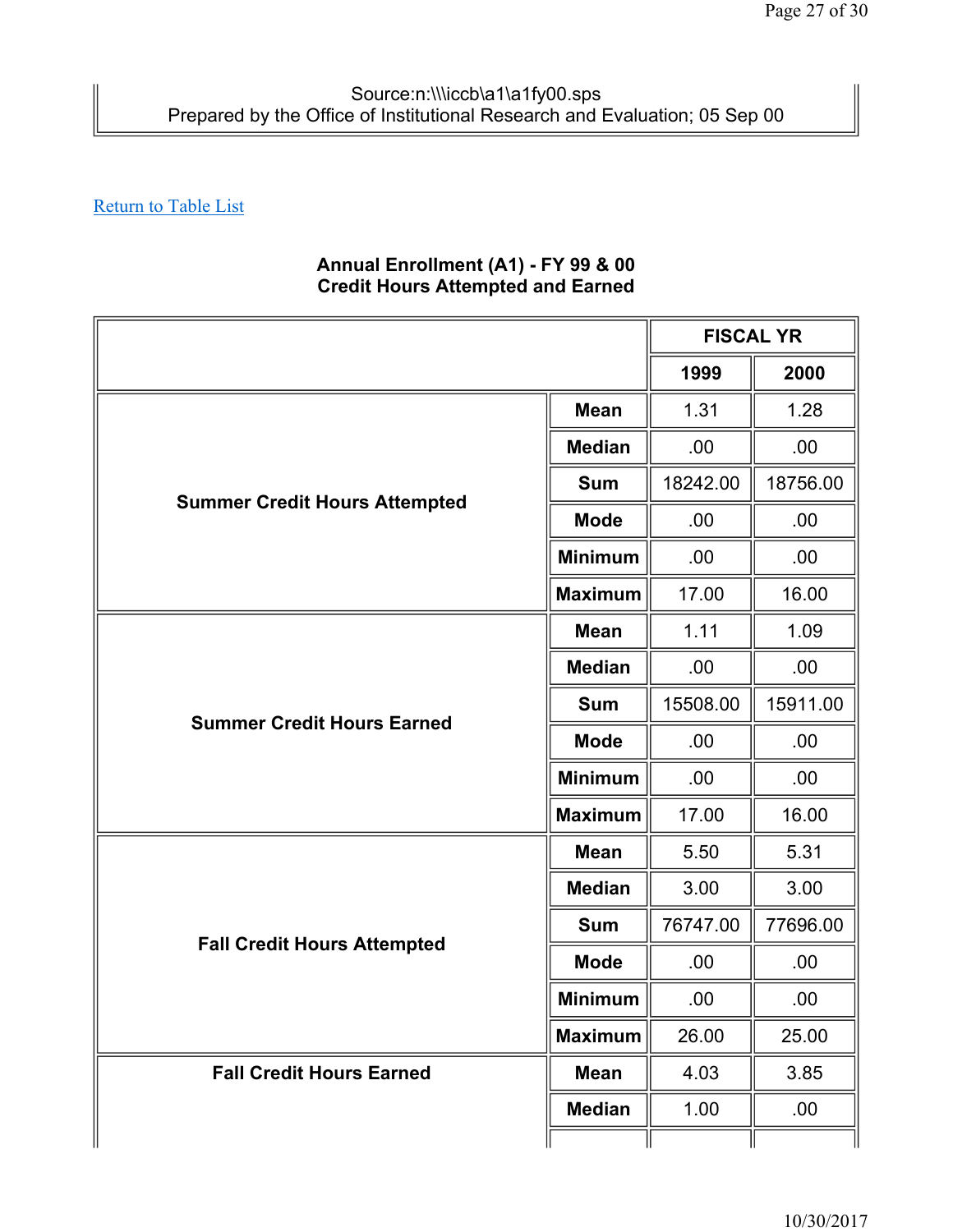Source:n:\\\iccb\a1\a1fy00.sps
Prepared by the Office of Institutional Research and Evaluation; 05 Sep 00

Return to Table List

## Annual Enrollment (A1) - FY 99 & 00
## Credit Hours Attempted and Earned

| | | FISCAL YR | |
|---|---|---|---|
| | | **1999** | **2000** |
| **Summer Credit Hours Attempted** | **Mean** | 1.31 | 1.28 |
| | **Median** | .00 | .00 |
| | **Sum** | 18242.00 | 18756.00 |
| | **Mode** | .00 | .00 |
| | **Minimum** | .00 | .00 |
| | **Maximum** | 17.00 | 16.00 |
| **Summer Credit Hours Earned** | **Mean** | 1.11 | 1.09 |
| | **Median** | .00 | .00 |
| | **Sum** | 15508.00 | 15911.00 |
| | **Mode** | .00 | .00 |
| | **Minimum** | .00 | .00 |
| | **Maximum** | 17.00 | 16.00 |
| **Fall Credit Hours Attempted** | **Mean** | 5.50 | 5.31 |
| | **Median** | 3.00 | 3.00 |
| | **Sum** | 76747.00 | 77696.00 |
| | **Mode** | .00 | .00 |
| | **Minimum** | .00 | .00 |
| | **Maximum** | 26.00 | 25.00 |
| **Fall Credit Hours Earned** | **Mean** | 4.03 | 3.85 |
| | **Median** | 1.00 | .00 |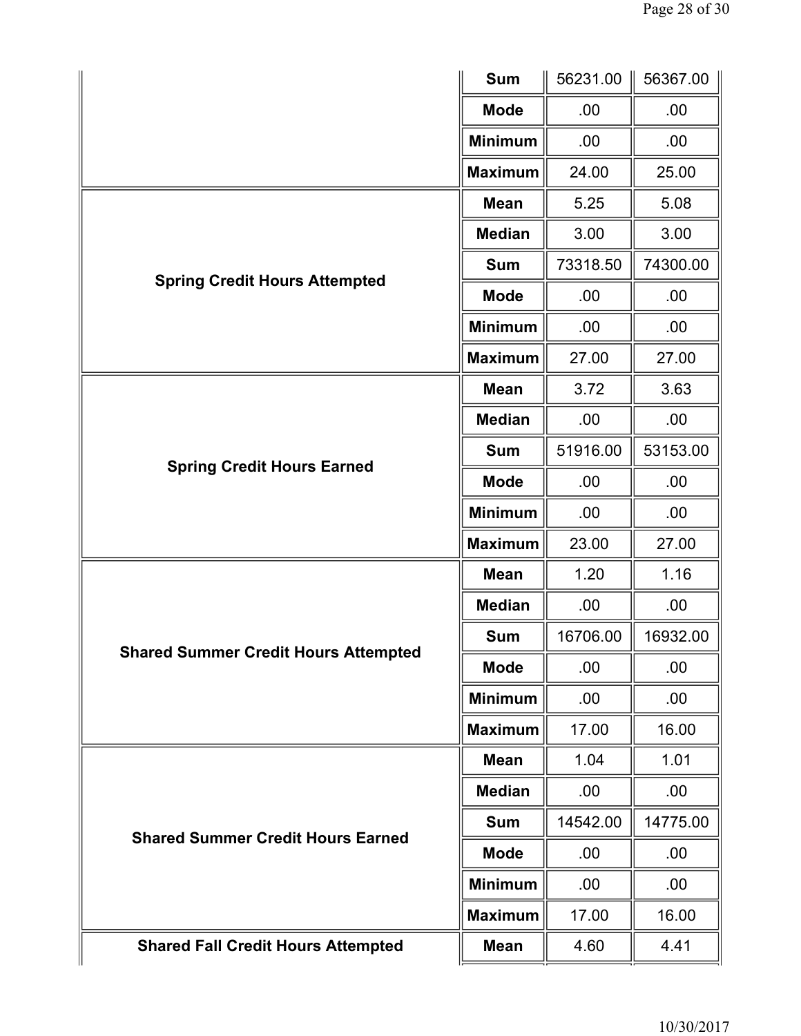| | | | |
|---|---|---|---|
| | Sum | 56231.00 | 56367.00 |
| | Mode | .00 | .00 |
| | Minimum | .00 | .00 |
| | Maximum | 24.00 | 25.00 |
| **Spring Credit Hours Attempted** | Mean | 5.25 | 5.08 |
| | Median | 3.00 | 3.00 |
| | Sum | 73318.50 | 74300.00 |
| | Mode | .00 | .00 |
| | Minimum | .00 | .00 |
| | Maximum | 27.00 | 27.00 |
| **Spring Credit Hours Earned** | Mean | 3.72 | 3.63 |
| | Median | .00 | .00 |
| | Sum | 51916.00 | 53153.00 |
| | Mode | .00 | .00 |
| | Minimum | .00 | .00 |
| | Maximum | 23.00 | 27.00 |
| **Shared Summer Credit Hours Attempted** | Mean | 1.20 | 1.16 |
| | Median | .00 | .00 |
| | Sum | 16706.00 | 16932.00 |
| | Mode | .00 | .00 |
| | Minimum | .00 | .00 |
| | Maximum | 17.00 | 16.00 |
| **Shared Summer Credit Hours Earned** | Mean | 1.04 | 1.01 |
| | Median | .00 | .00 |
| | Sum | 14542.00 | 14775.00 |
| | Mode | .00 | .00 |
| | Minimum | .00 | .00 |
| | Maximum | 17.00 | 16.00 |
| **Shared Fall Credit Hours Attempted** | Mean | 4.60 | 4.41 |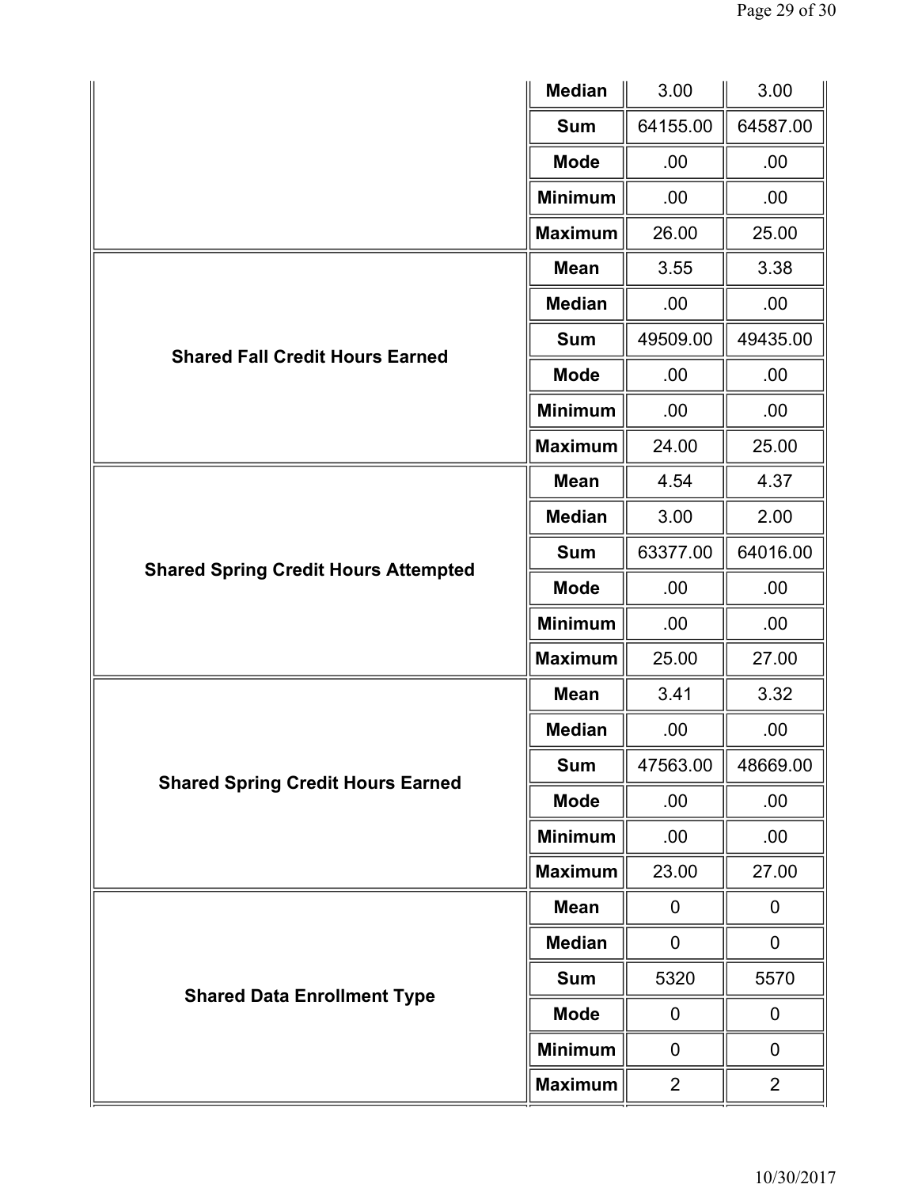| | Median | 3.00 | 3.00 |
|---|---|---|---|
| | Sum | 64155.00 | 64587.00 |
| | Mode | .00 | .00 |
| | Minimum | .00 | .00 |
| | Maximum | 26.00 | 25.00 |
| **Shared Fall Credit Hours Earned** | Mean | 3.55 | 3.38 |
| | Median | .00 | .00 |
| | Sum | 49509.00 | 49435.00 |
| | Mode | .00 | .00 |
| | Minimum | .00 | .00 |
| | Maximum | 24.00 | 25.00 |
| **Shared Spring Credit Hours Attempted** | Mean | 4.54 | 4.37 |
| | Median | 3.00 | 2.00 |
| | Sum | 63377.00 | 64016.00 |
| | Mode | .00 | .00 |
| | Minimum | .00 | .00 |
| | Maximum | 25.00 | 27.00 |
| **Shared Spring Credit Hours Earned** | Mean | 3.41 | 3.32 |
| | Median | .00 | .00 |
| | Sum | 47563.00 | 48669.00 |
| | Mode | .00 | .00 |
| | Minimum | .00 | .00 |
| | Maximum | 23.00 | 27.00 |
| **Shared Data Enrollment Type** | Mean | 0 | 0 |
| | Median | 0 | 0 |
| | Sum | 5320 | 5570 |
| | Mode | 0 | 0 |
| | Minimum | 0 | 0 |
| | Maximum | 2 | 2 |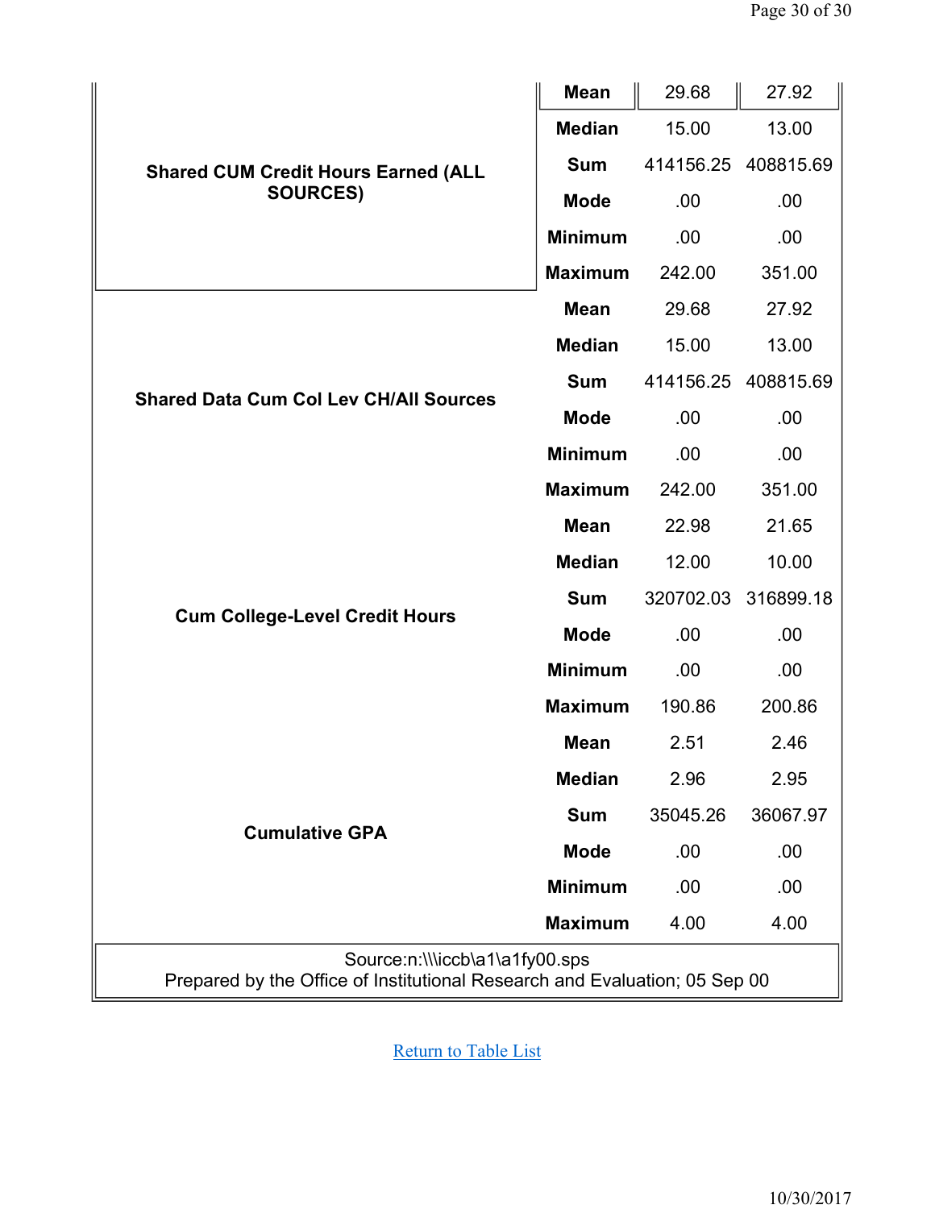| | | | |
|---|---|---|---|
| Shared CUM Credit Hours Earned (ALL SOURCES) | Mean | 29.68 | 27.92 |
| | Median | 15.00 | 13.00 |
| | Sum | 414156.25 | 408815.69 |
| | Mode | .00 | .00 |
| | Minimum | .00 | .00 |
| | Maximum | 242.00 | 351.00 |
| Shared Data Cum Col Lev CH/All Sources | Mean | 29.68 | 27.92 |
| | Median | 15.00 | 13.00 |
| | Sum | 414156.25 | 408815.69 |
| | Mode | .00 | .00 |
| | Minimum | .00 | .00 |
| | Maximum | 242.00 | 351.00 |
| Cum College-Level Credit Hours | Mean | 22.98 | 21.65 |
| | Median | 12.00 | 10.00 |
| | Sum | 320702.03 | 316899.18 |
| | Mode | .00 | .00 |
| | Minimum | .00 | .00 |
| | Maximum | 190.86 | 200.86 |
| Cumulative GPA | Mean | 2.51 | 2.46 |
| | Median | 2.96 | 2.95 |
| | Sum | 35045.26 | 36067.97 |
| | Mode | .00 | .00 |
| | Minimum | .00 | .00 |
| | Maximum | 4.00 | 4.00 |

Source:n:\\\iccb\a1\a1fy00.sps
Prepared by the Office of Institutional Research and Evaluation; 05 Sep 00

Return to Table List